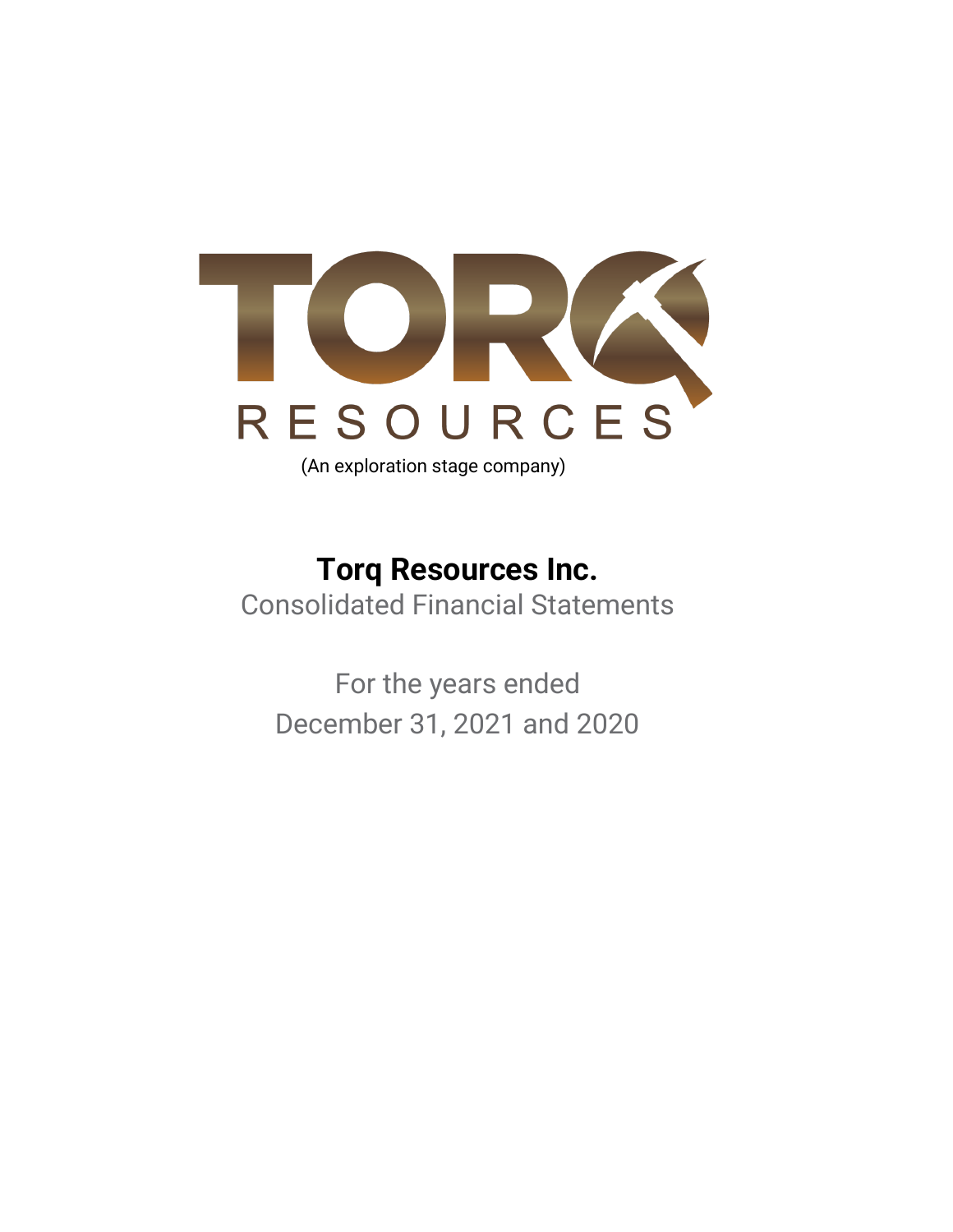TORQ RESOURCES

(An exploration stage company)

# Torq Resources Inc.

Consolidated Financial Statements

For the years ended
December 31, 2021 and 2020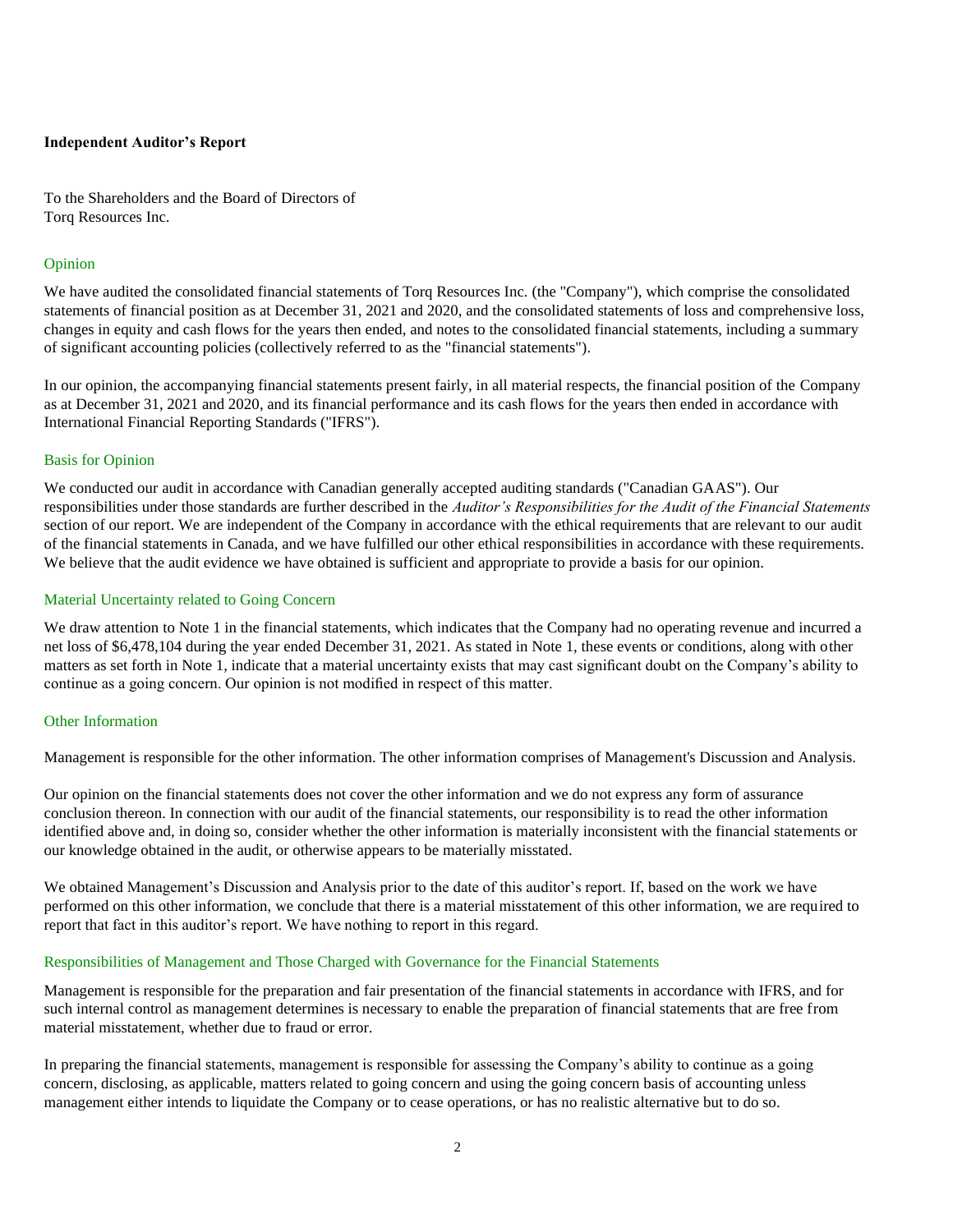**Independent Auditor's Report**

To the Shareholders and the Board of Directors of
Torq Resources Inc.

## Opinion

We have audited the consolidated financial statements of Torq Resources Inc. (the "Company"), which comprise the consolidated statements of financial position as at December 31, 2021 and 2020, and the consolidated statements of loss and comprehensive loss, changes in equity and cash flows for the years then ended, and notes to the consolidated financial statements, including a summary of significant accounting policies (collectively referred to as the "financial statements").

In our opinion, the accompanying financial statements present fairly, in all material respects, the financial position of the Company as at December 31, 2021 and 2020, and its financial performance and its cash flows for the years then ended in accordance with International Financial Reporting Standards ("IFRS").

## Basis for Opinion

We conducted our audit in accordance with Canadian generally accepted auditing standards ("Canadian GAAS"). Our responsibilities under those standards are further described in the *Auditor's Responsibilities for the Audit of the Financial Statements* section of our report. We are independent of the Company in accordance with the ethical requirements that are relevant to our audit of the financial statements in Canada, and we have fulfilled our other ethical responsibilities in accordance with these requirements. We believe that the audit evidence we have obtained is sufficient and appropriate to provide a basis for our opinion.

## Material Uncertainty related to Going Concern

We draw attention to Note 1 in the financial statements, which indicates that the Company had no operating revenue and incurred a net loss of $6,478,104 during the year ended December 31, 2021. As stated in Note 1, these events or conditions, along with other matters as set forth in Note 1, indicate that a material uncertainty exists that may cast significant doubt on the Company's ability to continue as a going concern. Our opinion is not modified in respect of this matter.

## Other Information

Management is responsible for the other information. The other information comprises of Management's Discussion and Analysis.

Our opinion on the financial statements does not cover the other information and we do not express any form of assurance conclusion thereon. In connection with our audit of the financial statements, our responsibility is to read the other information identified above and, in doing so, consider whether the other information is materially inconsistent with the financial statements or our knowledge obtained in the audit, or otherwise appears to be materially misstated.

We obtained Management's Discussion and Analysis prior to the date of this auditor's report. If, based on the work we have performed on this other information, we conclude that there is a material misstatement of this other information, we are required to report that fact in this auditor's report. We have nothing to report in this regard.

## Responsibilities of Management and Those Charged with Governance for the Financial Statements

Management is responsible for the preparation and fair presentation of the financial statements in accordance with IFRS, and for such internal control as management determines is necessary to enable the preparation of financial statements that are free from material misstatement, whether due to fraud or error.

In preparing the financial statements, management is responsible for assessing the Company's ability to continue as a going concern, disclosing, as applicable, matters related to going concern and using the going concern basis of accounting unless management either intends to liquidate the Company or to cease operations, or has no realistic alternative but to do so.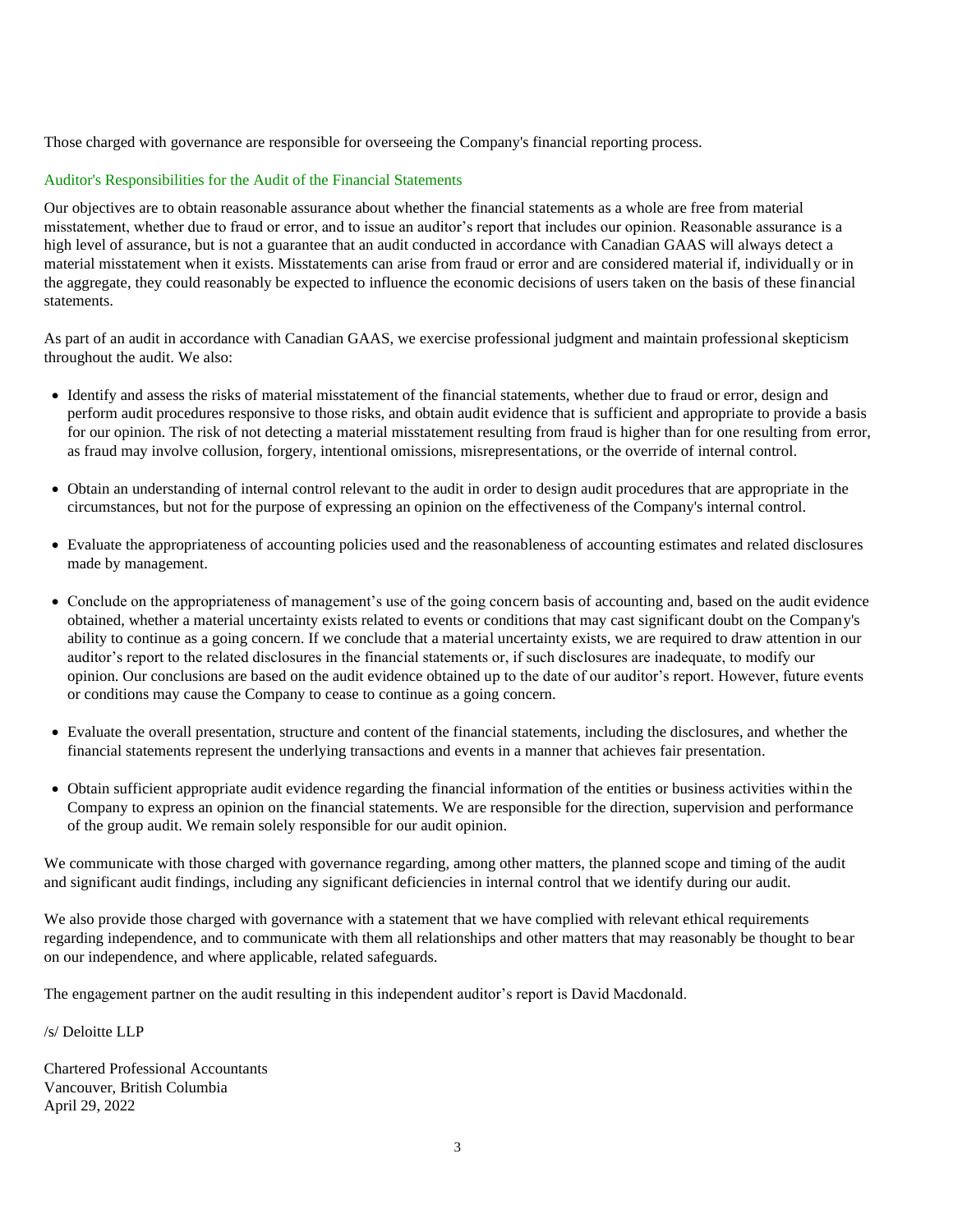Those charged with governance are responsible for overseeing the Company's financial reporting process.

### Auditor's Responsibilities for the Audit of the Financial Statements

Our objectives are to obtain reasonable assurance about whether the financial statements as a whole are free from material misstatement, whether due to fraud or error, and to issue an auditor's report that includes our opinion. Reasonable assurance is a high level of assurance, but is not a guarantee that an audit conducted in accordance with Canadian GAAS will always detect a material misstatement when it exists. Misstatements can arise from fraud or error and are considered material if, individually or in the aggregate, they could reasonably be expected to influence the economic decisions of users taken on the basis of these financial statements.

As part of an audit in accordance with Canadian GAAS, we exercise professional judgment and maintain professional skepticism throughout the audit. We also:

- Identify and assess the risks of material misstatement of the financial statements, whether due to fraud or error, design and perform audit procedures responsive to those risks, and obtain audit evidence that is sufficient and appropriate to provide a basis for our opinion. The risk of not detecting a material misstatement resulting from fraud is higher than for one resulting from error, as fraud may involve collusion, forgery, intentional omissions, misrepresentations, or the override of internal control.

- Obtain an understanding of internal control relevant to the audit in order to design audit procedures that are appropriate in the circumstances, but not for the purpose of expressing an opinion on the effectiveness of the Company's internal control.

- Evaluate the appropriateness of accounting policies used and the reasonableness of accounting estimates and related disclosures made by management.

- Conclude on the appropriateness of management's use of the going concern basis of accounting and, based on the audit evidence obtained, whether a material uncertainty exists related to events or conditions that may cast significant doubt on the Company's ability to continue as a going concern. If we conclude that a material uncertainty exists, we are required to draw attention in our auditor's report to the related disclosures in the financial statements or, if such disclosures are inadequate, to modify our opinion. Our conclusions are based on the audit evidence obtained up to the date of our auditor's report. However, future events or conditions may cause the Company to cease to continue as a going concern.

- Evaluate the overall presentation, structure and content of the financial statements, including the disclosures, and whether the financial statements represent the underlying transactions and events in a manner that achieves fair presentation.

- Obtain sufficient appropriate audit evidence regarding the financial information of the entities or business activities within the Company to express an opinion on the financial statements. We are responsible for the direction, supervision and performance of the group audit. We remain solely responsible for our audit opinion.

We communicate with those charged with governance regarding, among other matters, the planned scope and timing of the audit and significant audit findings, including any significant deficiencies in internal control that we identify during our audit.

We also provide those charged with governance with a statement that we have complied with relevant ethical requirements regarding independence, and to communicate with them all relationships and other matters that may reasonably be thought to bear on our independence, and where applicable, related safeguards.

The engagement partner on the audit resulting in this independent auditor's report is David Macdonald.

/s/ Deloitte LLP

Chartered Professional Accountants
Vancouver, British Columbia
April 29, 2022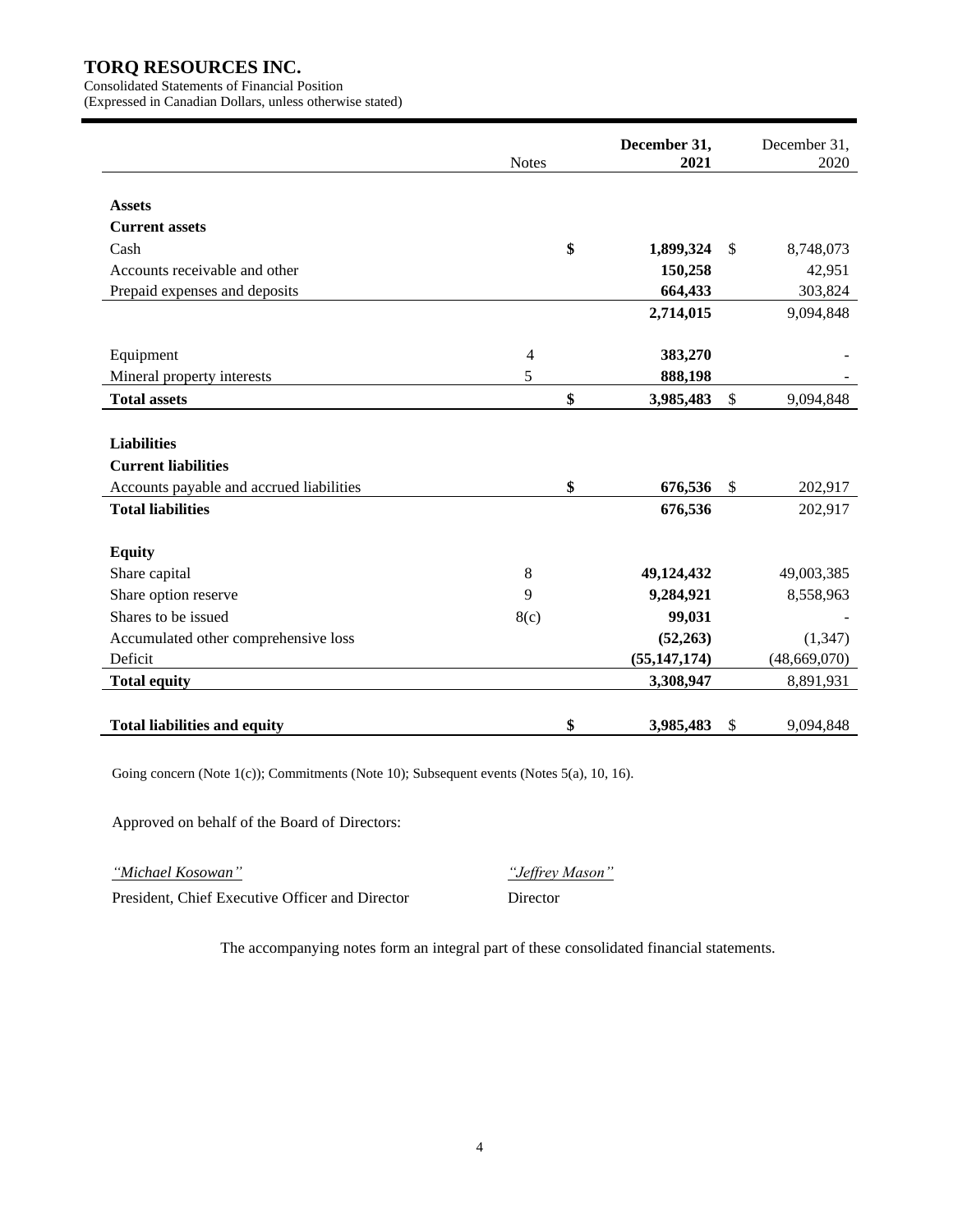# TORQ RESOURCES INC.

Consolidated Statements of Financial Position
(Expressed in Canadian Dollars, unless otherwise stated)

| | Notes | December 31, 2021 | December 31, 2020 |
|---|---|---|---|
| **Assets** | | | |
| **Current assets** | | | |
| Cash | | **$ 1,899,324** | $ 8,748,073 |
| Accounts receivable and other | | **150,258** | 42,951 |
| Prepaid expenses and deposits | | **664,433** | 303,824 |
| | | **2,714,015** | 9,094,848 |
| Equipment | 4 | **383,270** | - |
| Mineral property interests | 5 | **888,198** | - |
| **Total assets** | | **$ 3,985,483** | $ 9,094,848 |
| **Liabilities** | | | |
| **Current liabilities** | | | |
| Accounts payable and accrued liabilities | | **$ 676,536** | $ 202,917 |
| **Total liabilities** | | **676,536** | 202,917 |
| **Equity** | | | |
| Share capital | 8 | **49,124,432** | 49,003,385 |
| Share option reserve | 9 | **9,284,921** | 8,558,963 |
| Shares to be issued | 8(c) | **99,031** | - |
| Accumulated other comprehensive loss | | **(52,263)** | (1,347) |
| Deficit | | **(55,147,174)** | (48,669,070) |
| **Total equity** | | **3,308,947** | 8,891,931 |
| **Total liabilities and equity** | | **$ 3,985,483** | $ 9,094,848 |

Going concern (Note 1(c)); Commitments (Note 10); Subsequent events (Notes 5(a), 10, 16).

Approved on behalf of the Board of Directors:

*"Michael Kosowan"*
President, Chief Executive Officer and Director

*"Jeffrey Mason"*
Director

The accompanying notes form an integral part of these consolidated financial statements.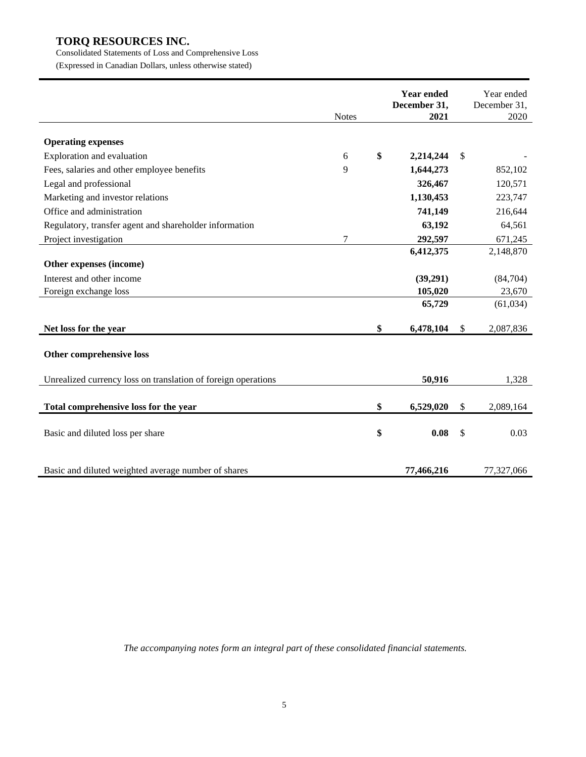# TORQ RESOURCES INC.

Consolidated Statements of Loss and Comprehensive Loss

(Expressed in Canadian Dollars, unless otherwise stated)

| | Notes | **Year ended December 31, 2021** | Year ended December 31, 2020 |
|---|---|---|---|
| **Operating expenses** | | | |
| Exploration and evaluation | 6 | **$ 2,214,244** | $ - |
| Fees, salaries and other employee benefits | 9 | **1,644,273** | 852,102 |
| Legal and professional | | **326,467** | 120,571 |
| Marketing and investor relations | | **1,130,453** | 223,747 |
| Office and administration | | **741,149** | 216,644 |
| Regulatory, transfer agent and shareholder information | | **63,192** | 64,561 |
| Project investigation | 7 | **292,597** | 671,245 |
| | | **6,412,375** | 2,148,870 |
| **Other expenses (income)** | | | |
| Interest and other income | | **(39,291)** | (84,704) |
| Foreign exchange loss | | **105,020** | 23,670 |
| | | **65,729** | (61,034) |
| **Net loss for the year** | | **$ 6,478,104** | $ 2,087,836 |
| **Other comprehensive loss** | | | |
| Unrealized currency loss on translation of foreign operations | | **50,916** | 1,328 |
| **Total comprehensive loss for the year** | | **$ 6,529,020** | $ 2,089,164 |
| Basic and diluted loss per share | | **$ 0.08** | $ 0.03 |
| Basic and diluted weighted average number of shares | | **77,466,216** | 77,327,066 |

*The accompanying notes form an integral part of these consolidated financial statements.*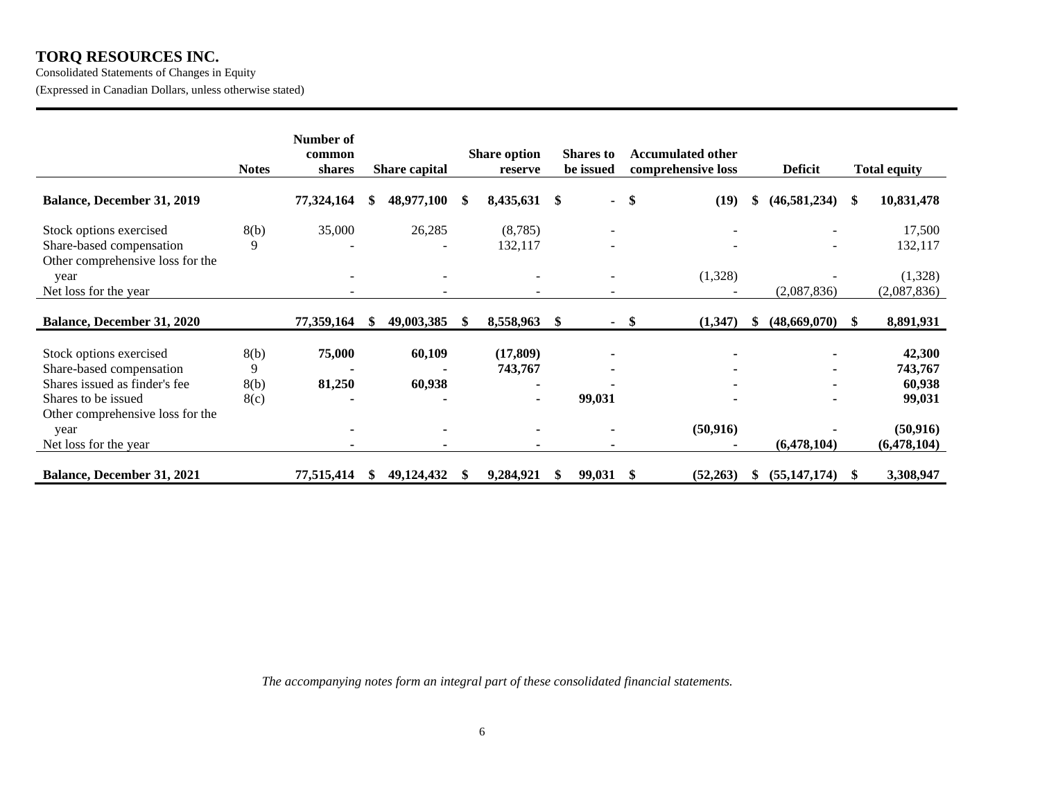# TORQ RESOURCES INC.

Consolidated Statements of Changes in Equity

(Expressed in Canadian Dollars, unless otherwise stated)

| | Notes | Number of common shares | Share capital | Share option reserve | Shares to be issued | Accumulated other comprehensive loss | Deficit | Total equity |
|---|---|---|---|---|---|---|---|---|
| **Balance, December 31, 2019** | | **77,324,164** | **$ 48,977,100** | **$ 8,435,631** | **$ -** | **$ (19)** | **$ (46,581,234)** | **$ 10,831,478** |
| Stock options exercised | 8(b) | 35,000 | 26,285 | (8,785) | - | - | - | 17,500 |
| Share-based compensation | 9 | - | - | 132,117 | - | - | - | 132,117 |
| Other comprehensive loss for the year | | - | - | - | - | (1,328) | - | (1,328) |
| Net loss for the year | | - | - | - | - | - | (2,087,836) | (2,087,836) |
| **Balance, December 31, 2020** | | **77,359,164** | **$ 49,003,385** | **$ 8,558,963** | **$ -** | **$ (1,347)** | **$ (48,669,070)** | **$ 8,891,931** |
| Stock options exercised | 8(b) | **75,000** | **60,109** | **(17,809)** | **-** | **-** | **-** | **42,300** |
| Share-based compensation | 9 | **-** | **-** | **743,767** | **-** | **-** | **-** | **743,767** |
| Shares issued as finder's fee | 8(b) | **81,250** | **60,938** | **-** | **-** | **-** | **-** | **60,938** |
| Shares to be issued | 8(c) | **-** | **-** | **-** | **99,031** | **-** | **-** | **99,031** |
| Other comprehensive loss for the year | | **-** | **-** | **-** | **-** | **(50,916)** | **-** | **(50,916)** |
| Net loss for the year | | **-** | **-** | **-** | **-** | **-** | **(6,478,104)** | **(6,478,104)** |
| **Balance, December 31, 2021** | | **77,515,414** | **$ 49,124,432** | **$ 9,284,921** | **$ 99,031** | **$ (52,263)** | **$ (55,147,174)** | **$ 3,308,947** |

*The accompanying notes form an integral part of these consolidated financial statements.*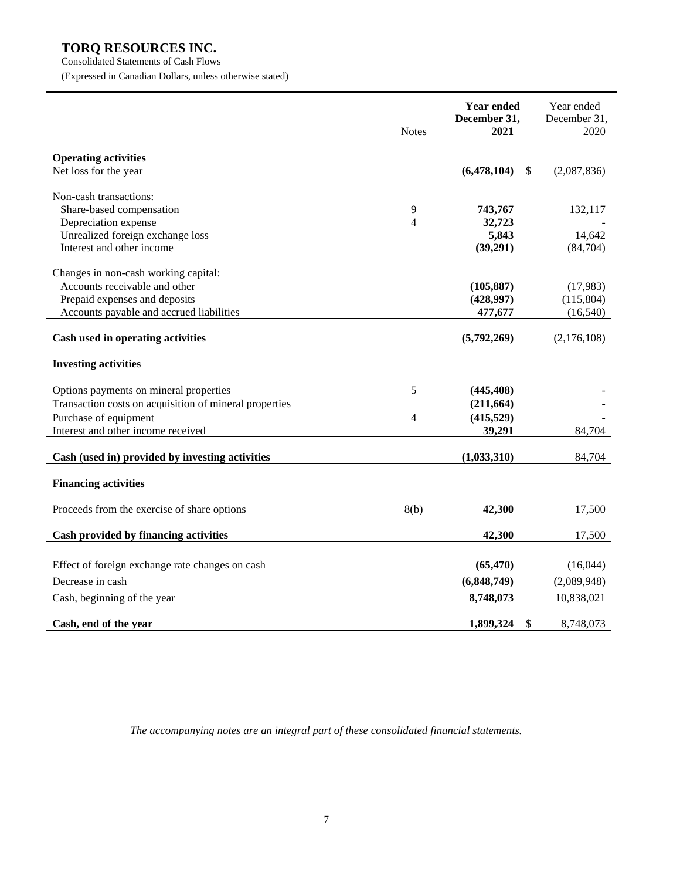# TORQ RESOURCES INC.

Consolidated Statements of Cash Flows

(Expressed in Canadian Dollars, unless otherwise stated)

| | Notes | **Year ended December 31, 2021** | Year ended December 31, 2020 |
|---|---|---|---|
| **Operating activities** | | | |
| Net loss for the year | | **(6,478,104)** | $ (2,087,836) |
| Non-cash transactions: | | | |
| Share-based compensation | 9 | **743,767** | 132,117 |
| Depreciation expense | 4 | **32,723** | - |
| Unrealized foreign exchange loss | | **5,843** | 14,642 |
| Interest and other income | | **(39,291)** | (84,704) |
| Changes in non-cash working capital: | | | |
| Accounts receivable and other | | **(105,887)** | (17,983) |
| Prepaid expenses and deposits | | **(428,997)** | (115,804) |
| Accounts payable and accrued liabilities | | **477,677** | (16,540) |
| **Cash used in operating activities** | | **(5,792,269)** | (2,176,108) |
| **Investing activities** | | | |
| Options payments on mineral properties | 5 | **(445,408)** | - |
| Transaction costs on acquisition of mineral properties | | **(211,664)** | - |
| Purchase of equipment | 4 | **(415,529)** | - |
| Interest and other income received | | **39,291** | 84,704 |
| **Cash (used in) provided by investing activities** | | **(1,033,310)** | 84,704 |
| **Financing activities** | | | |
| Proceeds from the exercise of share options | 8(b) | **42,300** | 17,500 |
| **Cash provided by financing activities** | | **42,300** | 17,500 |
| Effect of foreign exchange rate changes on cash | | **(65,470)** | (16,044) |
| Decrease in cash | | **(6,848,749)** | (2,089,948) |
| Cash, beginning of the year | | **8,748,073** | 10,838,021 |
| **Cash, end of the year** | | **1,899,324** | $ 8,748,073 |

*The accompanying notes are an integral part of these consolidated financial statements.*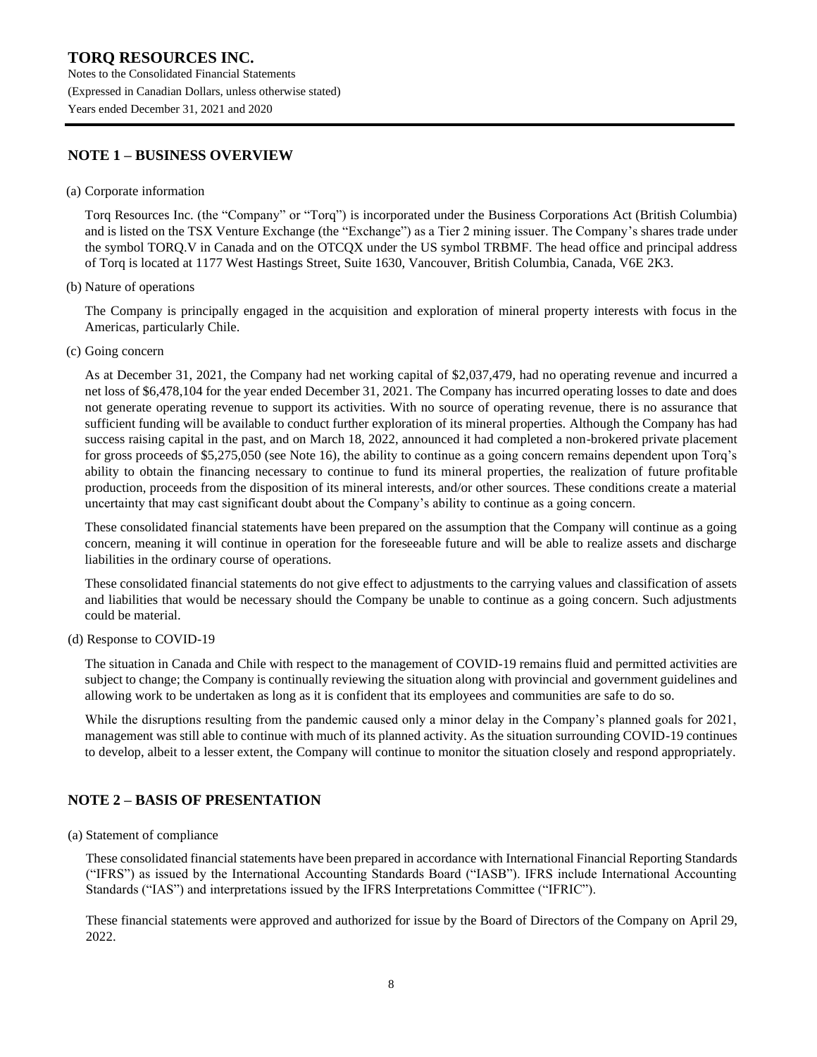## NOTE 1 – BUSINESS OVERVIEW

(a) Corporate information

Torq Resources Inc. (the "Company" or "Torq") is incorporated under the Business Corporations Act (British Columbia) and is listed on the TSX Venture Exchange (the "Exchange") as a Tier 2 mining issuer. The Company's shares trade under the symbol TORQ.V in Canada and on the OTCQX under the US symbol TRBMF. The head office and principal address of Torq is located at 1177 West Hastings Street, Suite 1630, Vancouver, British Columbia, Canada, V6E 2K3.

(b) Nature of operations

The Company is principally engaged in the acquisition and exploration of mineral property interests with focus in the Americas, particularly Chile.

(c) Going concern

As at December 31, 2021, the Company had net working capital of $2,037,479, had no operating revenue and incurred a net loss of $6,478,104 for the year ended December 31, 2021. The Company has incurred operating losses to date and does not generate operating revenue to support its activities. With no source of operating revenue, there is no assurance that sufficient funding will be available to conduct further exploration of its mineral properties. Although the Company has had success raising capital in the past, and on March 18, 2022, announced it had completed a non-brokered private placement for gross proceeds of $5,275,050 (see Note 16), the ability to continue as a going concern remains dependent upon Torq's ability to obtain the financing necessary to continue to fund its mineral properties, the realization of future profitable production, proceeds from the disposition of its mineral interests, and/or other sources. These conditions create a material uncertainty that may cast significant doubt about the Company's ability to continue as a going concern.

These consolidated financial statements have been prepared on the assumption that the Company will continue as a going concern, meaning it will continue in operation for the foreseeable future and will be able to realize assets and discharge liabilities in the ordinary course of operations.

These consolidated financial statements do not give effect to adjustments to the carrying values and classification of assets and liabilities that would be necessary should the Company be unable to continue as a going concern. Such adjustments could be material.

(d) Response to COVID-19

The situation in Canada and Chile with respect to the management of COVID-19 remains fluid and permitted activities are subject to change; the Company is continually reviewing the situation along with provincial and government guidelines and allowing work to be undertaken as long as it is confident that its employees and communities are safe to do so.

While the disruptions resulting from the pandemic caused only a minor delay in the Company's planned goals for 2021, management was still able to continue with much of its planned activity. As the situation surrounding COVID-19 continues to develop, albeit to a lesser extent, the Company will continue to monitor the situation closely and respond appropriately.

## NOTE 2 – BASIS OF PRESENTATION

(a) Statement of compliance

These consolidated financial statements have been prepared in accordance with International Financial Reporting Standards ("IFRS") as issued by the International Accounting Standards Board ("IASB"). IFRS include International Accounting Standards ("IAS") and interpretations issued by the IFRS Interpretations Committee ("IFRIC").

These financial statements were approved and authorized for issue by the Board of Directors of the Company on April 29, 2022.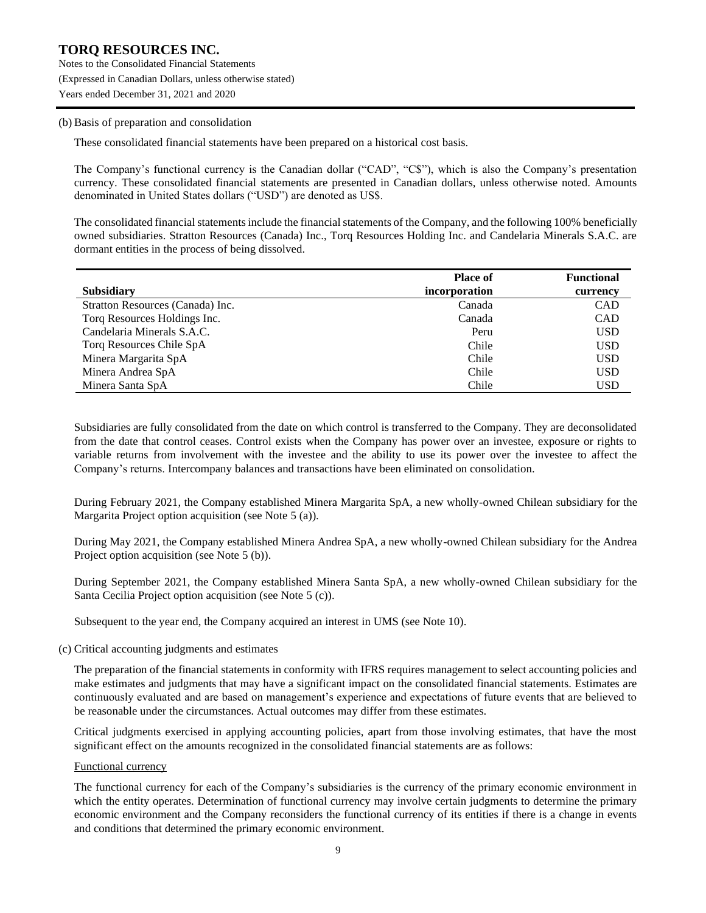(b) Basis of preparation and consolidation

These consolidated financial statements have been prepared on a historical cost basis.

The Company's functional currency is the Canadian dollar ("CAD", "C$"), which is also the Company's presentation currency. These consolidated financial statements are presented in Canadian dollars, unless otherwise noted. Amounts denominated in United States dollars ("USD") are denoted as US$.

The consolidated financial statements include the financial statements of the Company, and the following 100% beneficially owned subsidiaries. Stratton Resources (Canada) Inc., Torq Resources Holding Inc. and Candelaria Minerals S.A.C. are dormant entities in the process of being dissolved.

| Subsidiary | Place of incorporation | Functional currency |
|---|---:|---:|
| Stratton Resources (Canada) Inc. | Canada | CAD |
| Torq Resources Holdings Inc. | Canada | CAD |
| Candelaria Minerals S.A.C. | Peru | USD |
| Torq Resources Chile SpA | Chile | USD |
| Minera Margarita SpA | Chile | USD |
| Minera Andrea SpA | Chile | USD |
| Minera Santa SpA | Chile | USD |

Subsidiaries are fully consolidated from the date on which control is transferred to the Company. They are deconsolidated from the date that control ceases. Control exists when the Company has power over an investee, exposure or rights to variable returns from involvement with the investee and the ability to use its power over the investee to affect the Company's returns. Intercompany balances and transactions have been eliminated on consolidation.

During February 2021, the Company established Minera Margarita SpA, a new wholly-owned Chilean subsidiary for the Margarita Project option acquisition (see Note 5 (a)).

During May 2021, the Company established Minera Andrea SpA, a new wholly-owned Chilean subsidiary for the Andrea Project option acquisition (see Note 5 (b)).

During September 2021, the Company established Minera Santa SpA, a new wholly-owned Chilean subsidiary for the Santa Cecilia Project option acquisition (see Note 5 (c)).

Subsequent to the year end, the Company acquired an interest in UMS (see Note 10).

(c) Critical accounting judgments and estimates

The preparation of the financial statements in conformity with IFRS requires management to select accounting policies and make estimates and judgments that may have a significant impact on the consolidated financial statements. Estimates are continuously evaluated and are based on management's experience and expectations of future events that are believed to be reasonable under the circumstances. Actual outcomes may differ from these estimates.

Critical judgments exercised in applying accounting policies, apart from those involving estimates, that have the most significant effect on the amounts recognized in the consolidated financial statements are as follows:

Functional currency

The functional currency for each of the Company's subsidiaries is the currency of the primary economic environment in which the entity operates. Determination of functional currency may involve certain judgments to determine the primary economic environment and the Company reconsiders the functional currency of its entities if there is a change in events and conditions that determined the primary economic environment.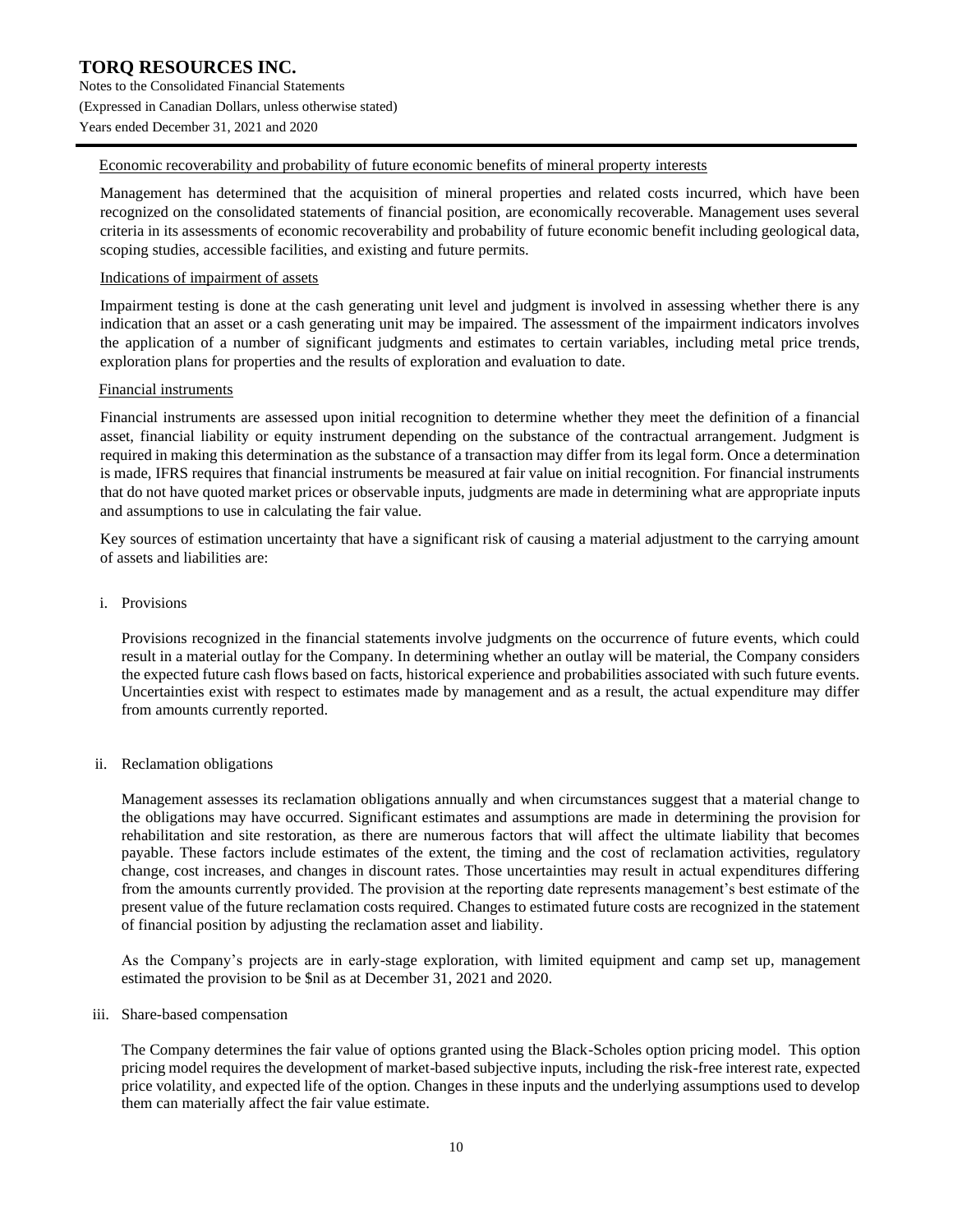Economic recoverability and probability of future economic benefits of mineral property interests

Management has determined that the acquisition of mineral properties and related costs incurred, which have been recognized on the consolidated statements of financial position, are economically recoverable. Management uses several criteria in its assessments of economic recoverability and probability of future economic benefit including geological data, scoping studies, accessible facilities, and existing and future permits.

Indications of impairment of assets

Impairment testing is done at the cash generating unit level and judgment is involved in assessing whether there is any indication that an asset or a cash generating unit may be impaired. The assessment of the impairment indicators involves the application of a number of significant judgments and estimates to certain variables, including metal price trends, exploration plans for properties and the results of exploration and evaluation to date.

Financial instruments

Financial instruments are assessed upon initial recognition to determine whether they meet the definition of a financial asset, financial liability or equity instrument depending on the substance of the contractual arrangement. Judgment is required in making this determination as the substance of a transaction may differ from its legal form. Once a determination is made, IFRS requires that financial instruments be measured at fair value on initial recognition. For financial instruments that do not have quoted market prices or observable inputs, judgments are made in determining what are appropriate inputs and assumptions to use in calculating the fair value.

Key sources of estimation uncertainty that have a significant risk of causing a material adjustment to the carrying amount of assets and liabilities are:

i. Provisions

Provisions recognized in the financial statements involve judgments on the occurrence of future events, which could result in a material outlay for the Company. In determining whether an outlay will be material, the Company considers the expected future cash flows based on facts, historical experience and probabilities associated with such future events. Uncertainties exist with respect to estimates made by management and as a result, the actual expenditure may differ from amounts currently reported.

ii. Reclamation obligations

Management assesses its reclamation obligations annually and when circumstances suggest that a material change to the obligations may have occurred. Significant estimates and assumptions are made in determining the provision for rehabilitation and site restoration, as there are numerous factors that will affect the ultimate liability that becomes payable. These factors include estimates of the extent, the timing and the cost of reclamation activities, regulatory change, cost increases, and changes in discount rates. Those uncertainties may result in actual expenditures differing from the amounts currently provided. The provision at the reporting date represents management's best estimate of the present value of the future reclamation costs required. Changes to estimated future costs are recognized in the statement of financial position by adjusting the reclamation asset and liability.

As the Company's projects are in early-stage exploration, with limited equipment and camp set up, management estimated the provision to be $nil as at December 31, 2021 and 2020.

iii. Share-based compensation

The Company determines the fair value of options granted using the Black-Scholes option pricing model. This option pricing model requires the development of market-based subjective inputs, including the risk-free interest rate, expected price volatility, and expected life of the option. Changes in these inputs and the underlying assumptions used to develop them can materially affect the fair value estimate.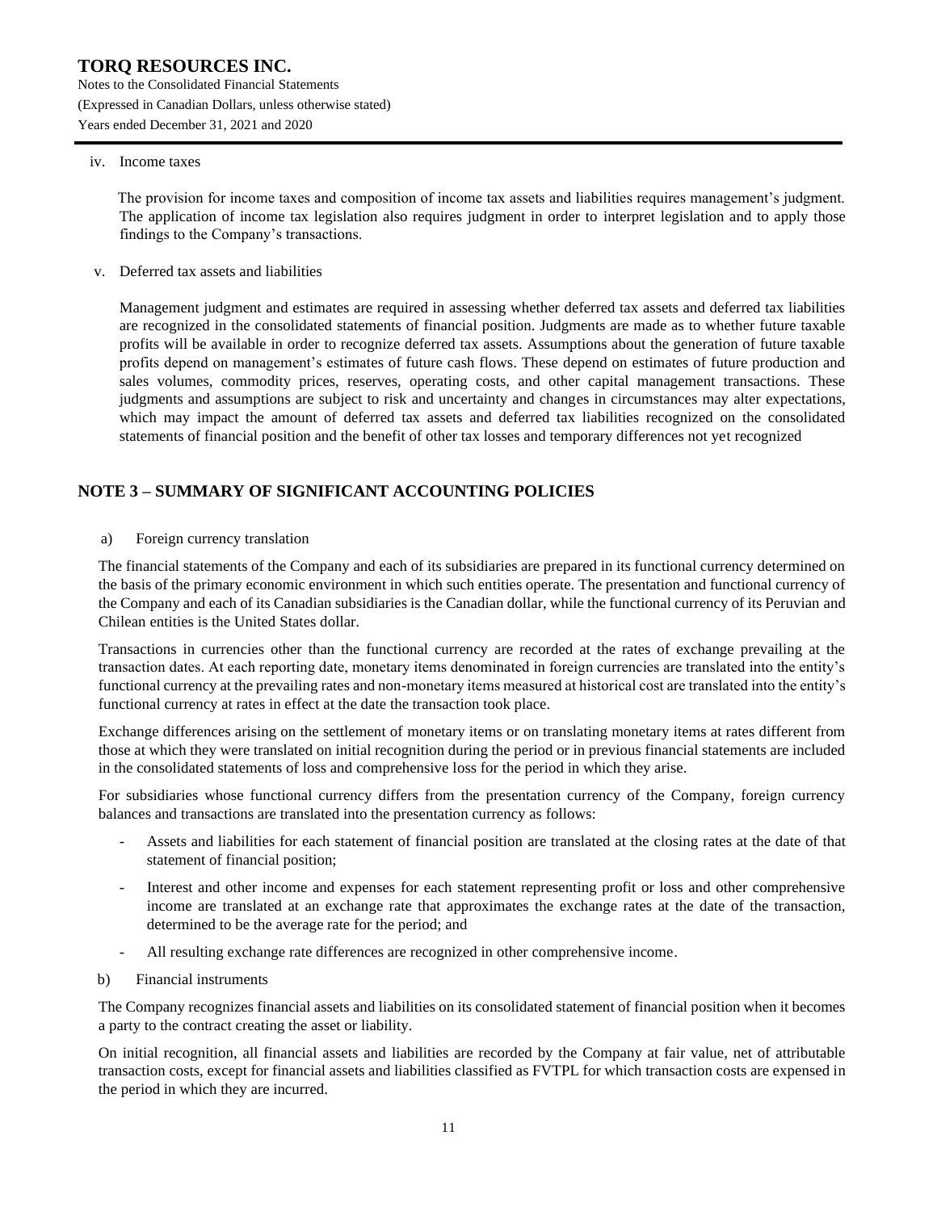iv. Income taxes

The provision for income taxes and composition of income tax assets and liabilities requires management's judgment. The application of income tax legislation also requires judgment in order to interpret legislation and to apply those findings to the Company's transactions.

v. Deferred tax assets and liabilities

Management judgment and estimates are required in assessing whether deferred tax assets and deferred tax liabilities are recognized in the consolidated statements of financial position. Judgments are made as to whether future taxable profits will be available in order to recognize deferred tax assets. Assumptions about the generation of future taxable profits depend on management's estimates of future cash flows. These depend on estimates of future production and sales volumes, commodity prices, reserves, operating costs, and other capital management transactions. These judgments and assumptions are subject to risk and uncertainty and changes in circumstances may alter expectations, which may impact the amount of deferred tax assets and deferred tax liabilities recognized on the consolidated statements of financial position and the benefit of other tax losses and temporary differences not yet recognized

## NOTE 3 – SUMMARY OF SIGNIFICANT ACCOUNTING POLICIES

a) Foreign currency translation

The financial statements of the Company and each of its subsidiaries are prepared in its functional currency determined on the basis of the primary economic environment in which such entities operate. The presentation and functional currency of the Company and each of its Canadian subsidiaries is the Canadian dollar, while the functional currency of its Peruvian and Chilean entities is the United States dollar.

Transactions in currencies other than the functional currency are recorded at the rates of exchange prevailing at the transaction dates. At each reporting date, monetary items denominated in foreign currencies are translated into the entity's functional currency at the prevailing rates and non-monetary items measured at historical cost are translated into the entity's functional currency at rates in effect at the date the transaction took place.

Exchange differences arising on the settlement of monetary items or on translating monetary items at rates different from those at which they were translated on initial recognition during the period or in previous financial statements are included in the consolidated statements of loss and comprehensive loss for the period in which they arise.

For subsidiaries whose functional currency differs from the presentation currency of the Company, foreign currency balances and transactions are translated into the presentation currency as follows:

- Assets and liabilities for each statement of financial position are translated at the closing rates at the date of that statement of financial position;
- Interest and other income and expenses for each statement representing profit or loss and other comprehensive income are translated at an exchange rate that approximates the exchange rates at the date of the transaction, determined to be the average rate for the period; and
- All resulting exchange rate differences are recognized in other comprehensive income.

b) Financial instruments

The Company recognizes financial assets and liabilities on its consolidated statement of financial position when it becomes a party to the contract creating the asset or liability.

On initial recognition, all financial assets and liabilities are recorded by the Company at fair value, net of attributable transaction costs, except for financial assets and liabilities classified as FVTPL for which transaction costs are expensed in the period in which they are incurred.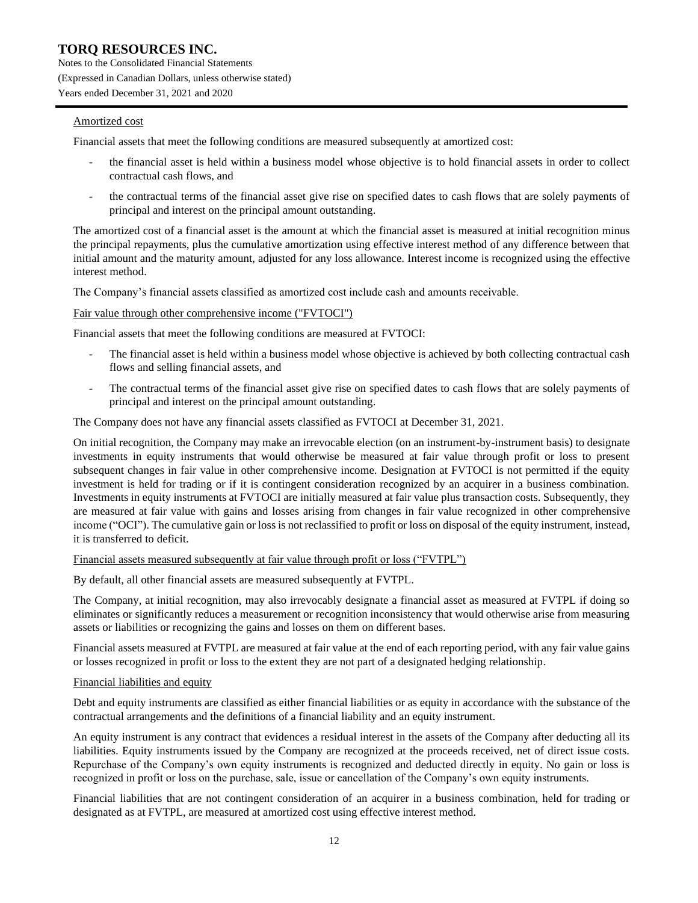Amortized cost

Financial assets that meet the following conditions are measured subsequently at amortized cost:

- the financial asset is held within a business model whose objective is to hold financial assets in order to collect contractual cash flows, and
- the contractual terms of the financial asset give rise on specified dates to cash flows that are solely payments of principal and interest on the principal amount outstanding.

The amortized cost of a financial asset is the amount at which the financial asset is measured at initial recognition minus the principal repayments, plus the cumulative amortization using effective interest method of any difference between that initial amount and the maturity amount, adjusted for any loss allowance. Interest income is recognized using the effective interest method.

The Company's financial assets classified as amortized cost include cash and amounts receivable.

Fair value through other comprehensive income ("FVTOCI")

Financial assets that meet the following conditions are measured at FVTOCI:

- The financial asset is held within a business model whose objective is achieved by both collecting contractual cash flows and selling financial assets, and
- The contractual terms of the financial asset give rise on specified dates to cash flows that are solely payments of principal and interest on the principal amount outstanding.

The Company does not have any financial assets classified as FVTOCI at December 31, 2021.

On initial recognition, the Company may make an irrevocable election (on an instrument-by-instrument basis) to designate investments in equity instruments that would otherwise be measured at fair value through profit or loss to present subsequent changes in fair value in other comprehensive income. Designation at FVTOCI is not permitted if the equity investment is held for trading or if it is contingent consideration recognized by an acquirer in a business combination. Investments in equity instruments at FVTOCI are initially measured at fair value plus transaction costs. Subsequently, they are measured at fair value with gains and losses arising from changes in fair value recognized in other comprehensive income ("OCI"). The cumulative gain or loss is not reclassified to profit or loss on disposal of the equity instrument, instead, it is transferred to deficit.

Financial assets measured subsequently at fair value through profit or loss ("FVTPL")

By default, all other financial assets are measured subsequently at FVTPL.

The Company, at initial recognition, may also irrevocably designate a financial asset as measured at FVTPL if doing so eliminates or significantly reduces a measurement or recognition inconsistency that would otherwise arise from measuring assets or liabilities or recognizing the gains and losses on them on different bases.

Financial assets measured at FVTPL are measured at fair value at the end of each reporting period, with any fair value gains or losses recognized in profit or loss to the extent they are not part of a designated hedging relationship.

Financial liabilities and equity

Debt and equity instruments are classified as either financial liabilities or as equity in accordance with the substance of the contractual arrangements and the definitions of a financial liability and an equity instrument.

An equity instrument is any contract that evidences a residual interest in the assets of the Company after deducting all its liabilities. Equity instruments issued by the Company are recognized at the proceeds received, net of direct issue costs. Repurchase of the Company's own equity instruments is recognized and deducted directly in equity. No gain or loss is recognized in profit or loss on the purchase, sale, issue or cancellation of the Company's own equity instruments.

Financial liabilities that are not contingent consideration of an acquirer in a business combination, held for trading or designated as at FVTPL, are measured at amortized cost using effective interest method.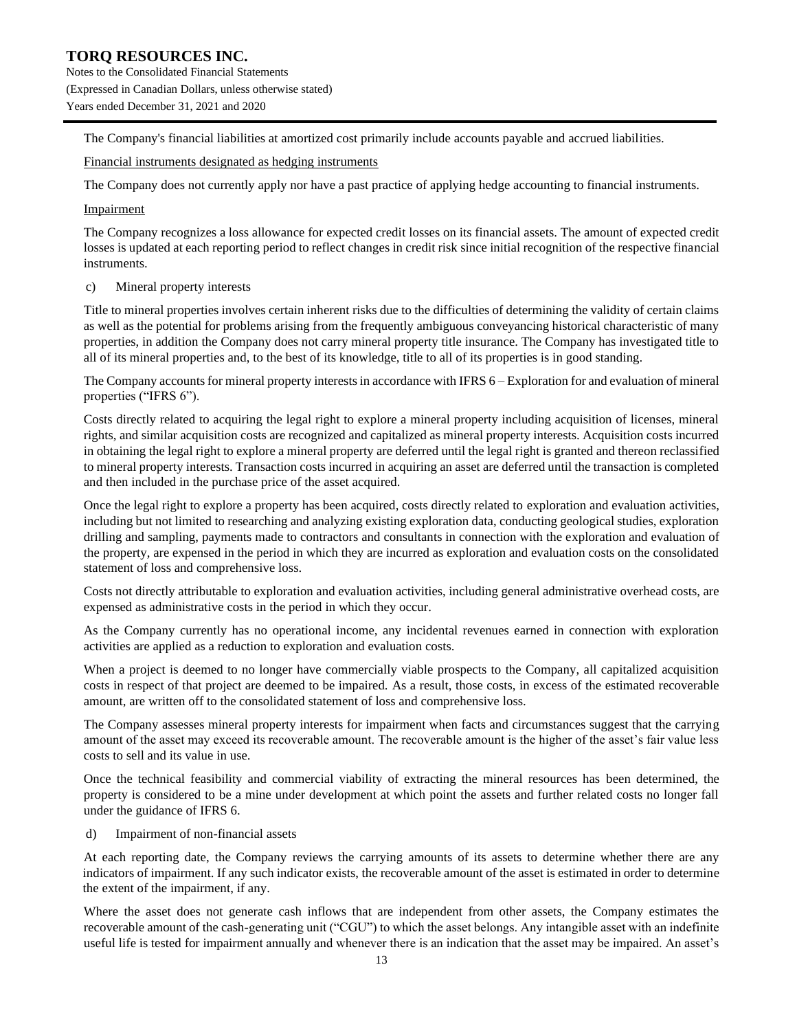The Company's financial liabilities at amortized cost primarily include accounts payable and accrued liabilities.

Financial instruments designated as hedging instruments

The Company does not currently apply nor have a past practice of applying hedge accounting to financial instruments.

Impairment

The Company recognizes a loss allowance for expected credit losses on its financial assets. The amount of expected credit losses is updated at each reporting period to reflect changes in credit risk since initial recognition of the respective financial instruments.

c) Mineral property interests

Title to mineral properties involves certain inherent risks due to the difficulties of determining the validity of certain claims as well as the potential for problems arising from the frequently ambiguous conveyancing historical characteristic of many properties, in addition the Company does not carry mineral property title insurance. The Company has investigated title to all of its mineral properties and, to the best of its knowledge, title to all of its properties is in good standing.

The Company accounts for mineral property interests in accordance with IFRS 6 – Exploration for and evaluation of mineral properties ("IFRS 6").

Costs directly related to acquiring the legal right to explore a mineral property including acquisition of licenses, mineral rights, and similar acquisition costs are recognized and capitalized as mineral property interests. Acquisition costs incurred in obtaining the legal right to explore a mineral property are deferred until the legal right is granted and thereon reclassified to mineral property interests. Transaction costs incurred in acquiring an asset are deferred until the transaction is completed and then included in the purchase price of the asset acquired.

Once the legal right to explore a property has been acquired, costs directly related to exploration and evaluation activities, including but not limited to researching and analyzing existing exploration data, conducting geological studies, exploration drilling and sampling, payments made to contractors and consultants in connection with the exploration and evaluation of the property, are expensed in the period in which they are incurred as exploration and evaluation costs on the consolidated statement of loss and comprehensive loss.

Costs not directly attributable to exploration and evaluation activities, including general administrative overhead costs, are expensed as administrative costs in the period in which they occur.

As the Company currently has no operational income, any incidental revenues earned in connection with exploration activities are applied as a reduction to exploration and evaluation costs.

When a project is deemed to no longer have commercially viable prospects to the Company, all capitalized acquisition costs in respect of that project are deemed to be impaired. As a result, those costs, in excess of the estimated recoverable amount, are written off to the consolidated statement of loss and comprehensive loss.

The Company assesses mineral property interests for impairment when facts and circumstances suggest that the carrying amount of the asset may exceed its recoverable amount. The recoverable amount is the higher of the asset's fair value less costs to sell and its value in use.

Once the technical feasibility and commercial viability of extracting the mineral resources has been determined, the property is considered to be a mine under development at which point the assets and further related costs no longer fall under the guidance of IFRS 6.

d) Impairment of non-financial assets

At each reporting date, the Company reviews the carrying amounts of its assets to determine whether there are any indicators of impairment. If any such indicator exists, the recoverable amount of the asset is estimated in order to determine the extent of the impairment, if any.

Where the asset does not generate cash inflows that are independent from other assets, the Company estimates the recoverable amount of the cash-generating unit ("CGU") to which the asset belongs. Any intangible asset with an indefinite useful life is tested for impairment annually and whenever there is an indication that the asset may be impaired. An asset's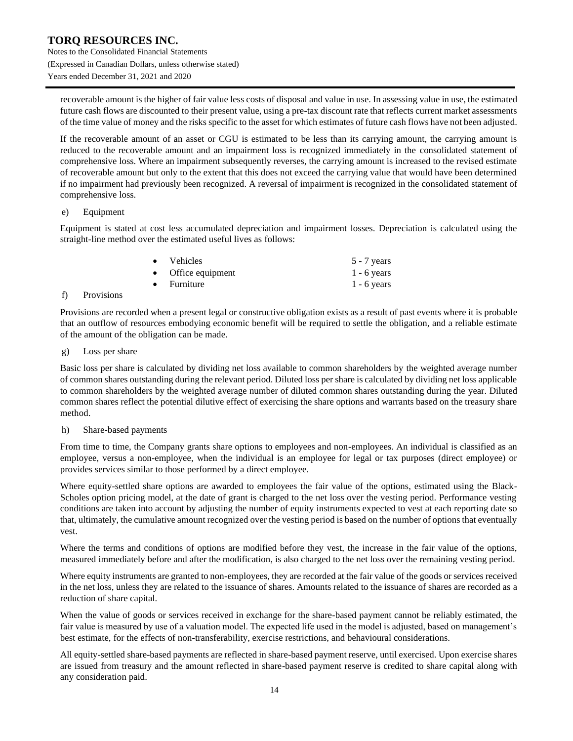recoverable amount is the higher of fair value less costs of disposal and value in use. In assessing value in use, the estimated future cash flows are discounted to their present value, using a pre-tax discount rate that reflects current market assessments of the time value of money and the risks specific to the asset for which estimates of future cash flows have not been adjusted.

If the recoverable amount of an asset or CGU is estimated to be less than its carrying amount, the carrying amount is reduced to the recoverable amount and an impairment loss is recognized immediately in the consolidated statement of comprehensive loss. Where an impairment subsequently reverses, the carrying amount is increased to the revised estimate of recoverable amount but only to the extent that this does not exceed the carrying value that would have been determined if no impairment had previously been recognized. A reversal of impairment is recognized in the consolidated statement of comprehensive loss.

e) Equipment

Equipment is stated at cost less accumulated depreciation and impairment losses. Depreciation is calculated using the straight-line method over the estimated useful lives as follows:

| | |
|---|---|
| • Vehicles | 5 - 7 years |
| • Office equipment | 1 - 6 years |
| • Furniture | 1 - 6 years |

f) Provisions

Provisions are recorded when a present legal or constructive obligation exists as a result of past events where it is probable that an outflow of resources embodying economic benefit will be required to settle the obligation, and a reliable estimate of the amount of the obligation can be made.

g) Loss per share

Basic loss per share is calculated by dividing net loss available to common shareholders by the weighted average number of common shares outstanding during the relevant period. Diluted loss per share is calculated by dividing net loss applicable to common shareholders by the weighted average number of diluted common shares outstanding during the year. Diluted common shares reflect the potential dilutive effect of exercising the share options and warrants based on the treasury share method.

h) Share-based payments

From time to time, the Company grants share options to employees and non-employees. An individual is classified as an employee, versus a non-employee, when the individual is an employee for legal or tax purposes (direct employee) or provides services similar to those performed by a direct employee.

Where equity-settled share options are awarded to employees the fair value of the options, estimated using the Black-Scholes option pricing model, at the date of grant is charged to the net loss over the vesting period. Performance vesting conditions are taken into account by adjusting the number of equity instruments expected to vest at each reporting date so that, ultimately, the cumulative amount recognized over the vesting period is based on the number of options that eventually vest.

Where the terms and conditions of options are modified before they vest, the increase in the fair value of the options, measured immediately before and after the modification, is also charged to the net loss over the remaining vesting period.

Where equity instruments are granted to non-employees, they are recorded at the fair value of the goods or services received in the net loss, unless they are related to the issuance of shares. Amounts related to the issuance of shares are recorded as a reduction of share capital.

When the value of goods or services received in exchange for the share-based payment cannot be reliably estimated, the fair value is measured by use of a valuation model. The expected life used in the model is adjusted, based on management's best estimate, for the effects of non-transferability, exercise restrictions, and behavioural considerations.

All equity-settled share-based payments are reflected in share-based payment reserve, until exercised. Upon exercise shares are issued from treasury and the amount reflected in share-based payment reserve is credited to share capital along with any consideration paid.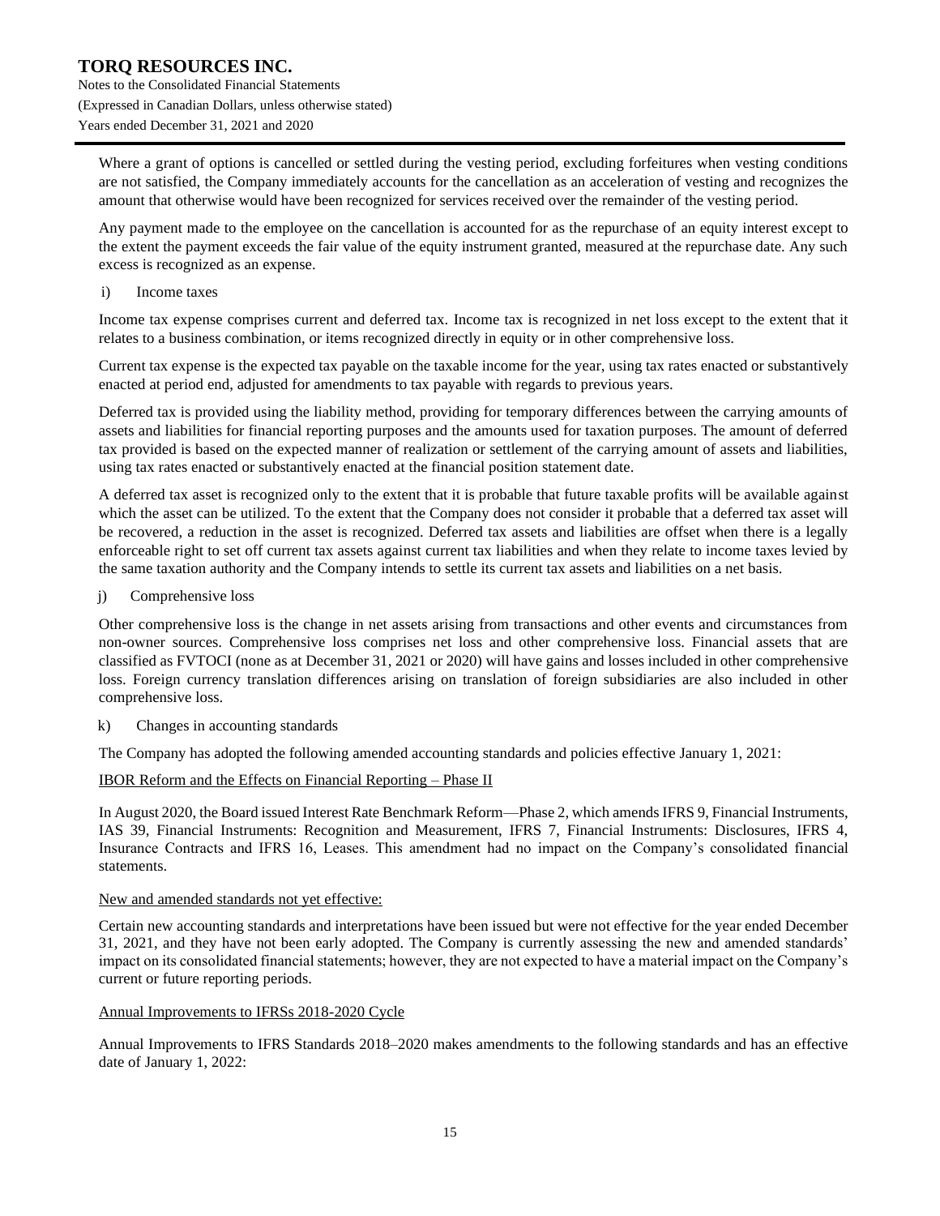Where a grant of options is cancelled or settled during the vesting period, excluding forfeitures when vesting conditions are not satisfied, the Company immediately accounts for the cancellation as an acceleration of vesting and recognizes the amount that otherwise would have been recognized for services received over the remainder of the vesting period.

Any payment made to the employee on the cancellation is accounted for as the repurchase of an equity interest except to the extent the payment exceeds the fair value of the equity instrument granted, measured at the repurchase date. Any such excess is recognized as an expense.

i) Income taxes

Income tax expense comprises current and deferred tax. Income tax is recognized in net loss except to the extent that it relates to a business combination, or items recognized directly in equity or in other comprehensive loss.

Current tax expense is the expected tax payable on the taxable income for the year, using tax rates enacted or substantively enacted at period end, adjusted for amendments to tax payable with regards to previous years.

Deferred tax is provided using the liability method, providing for temporary differences between the carrying amounts of assets and liabilities for financial reporting purposes and the amounts used for taxation purposes. The amount of deferred tax provided is based on the expected manner of realization or settlement of the carrying amount of assets and liabilities, using tax rates enacted or substantively enacted at the financial position statement date.

A deferred tax asset is recognized only to the extent that it is probable that future taxable profits will be available against which the asset can be utilized. To the extent that the Company does not consider it probable that a deferred tax asset will be recovered, a reduction in the asset is recognized. Deferred tax assets and liabilities are offset when there is a legally enforceable right to set off current tax assets against current tax liabilities and when they relate to income taxes levied by the same taxation authority and the Company intends to settle its current tax assets and liabilities on a net basis.

j) Comprehensive loss

Other comprehensive loss is the change in net assets arising from transactions and other events and circumstances from non-owner sources. Comprehensive loss comprises net loss and other comprehensive loss. Financial assets that are classified as FVTOCI (none as at December 31, 2021 or 2020) will have gains and losses included in other comprehensive loss. Foreign currency translation differences arising on translation of foreign subsidiaries are also included in other comprehensive loss.

k) Changes in accounting standards

The Company has adopted the following amended accounting standards and policies effective January 1, 2021:

IBOR Reform and the Effects on Financial Reporting – Phase II

In August 2020, the Board issued Interest Rate Benchmark Reform—Phase 2, which amends IFRS 9, Financial Instruments, IAS 39, Financial Instruments: Recognition and Measurement, IFRS 7, Financial Instruments: Disclosures, IFRS 4, Insurance Contracts and IFRS 16, Leases. This amendment had no impact on the Company's consolidated financial statements.

New and amended standards not yet effective:

Certain new accounting standards and interpretations have been issued but were not effective for the year ended December 31, 2021, and they have not been early adopted. The Company is currently assessing the new and amended standards' impact on its consolidated financial statements; however, they are not expected to have a material impact on the Company's current or future reporting periods.

Annual Improvements to IFRSs 2018-2020 Cycle

Annual Improvements to IFRS Standards 2018–2020 makes amendments to the following standards and has an effective date of January 1, 2022: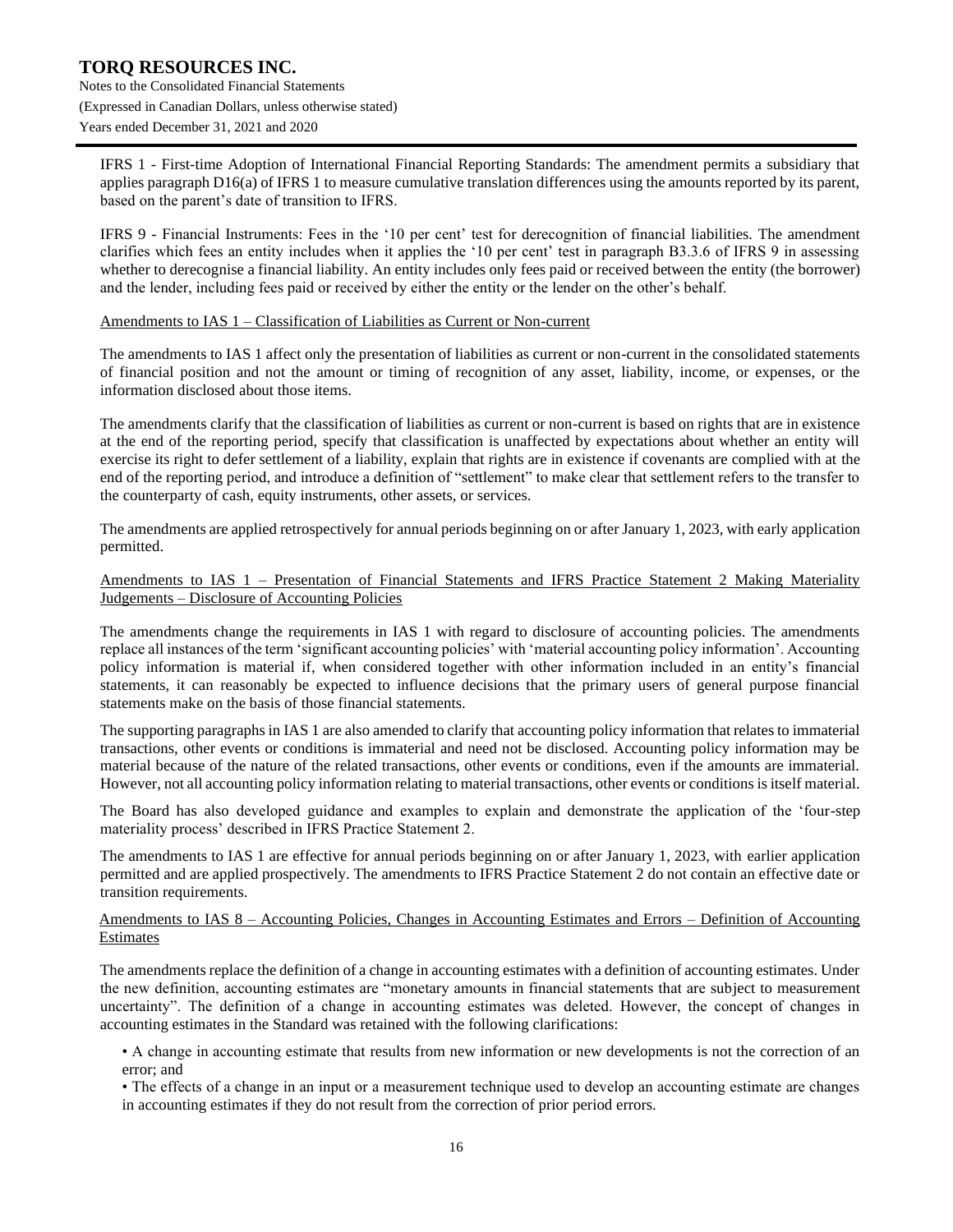IFRS 1 - First-time Adoption of International Financial Reporting Standards: The amendment permits a subsidiary that applies paragraph D16(a) of IFRS 1 to measure cumulative translation differences using the amounts reported by its parent, based on the parent's date of transition to IFRS.

IFRS 9 - Financial Instruments: Fees in the '10 per cent' test for derecognition of financial liabilities. The amendment clarifies which fees an entity includes when it applies the '10 per cent' test in paragraph B3.3.6 of IFRS 9 in assessing whether to derecognise a financial liability. An entity includes only fees paid or received between the entity (the borrower) and the lender, including fees paid or received by either the entity or the lender on the other's behalf.

Amendments to IAS 1 – Classification of Liabilities as Current or Non-current

The amendments to IAS 1 affect only the presentation of liabilities as current or non-current in the consolidated statements of financial position and not the amount or timing of recognition of any asset, liability, income, or expenses, or the information disclosed about those items.

The amendments clarify that the classification of liabilities as current or non-current is based on rights that are in existence at the end of the reporting period, specify that classification is unaffected by expectations about whether an entity will exercise its right to defer settlement of a liability, explain that rights are in existence if covenants are complied with at the end of the reporting period, and introduce a definition of "settlement" to make clear that settlement refers to the transfer to the counterparty of cash, equity instruments, other assets, or services.

The amendments are applied retrospectively for annual periods beginning on or after January 1, 2023, with early application permitted.

Amendments to IAS 1 – Presentation of Financial Statements and IFRS Practice Statement 2 Making Materiality Judgements – Disclosure of Accounting Policies

The amendments change the requirements in IAS 1 with regard to disclosure of accounting policies. The amendments replace all instances of the term 'significant accounting policies' with 'material accounting policy information'. Accounting policy information is material if, when considered together with other information included in an entity's financial statements, it can reasonably be expected to influence decisions that the primary users of general purpose financial statements make on the basis of those financial statements.

The supporting paragraphs in IAS 1 are also amended to clarify that accounting policy information that relates to immaterial transactions, other events or conditions is immaterial and need not be disclosed. Accounting policy information may be material because of the nature of the related transactions, other events or conditions, even if the amounts are immaterial. However, not all accounting policy information relating to material transactions, other events or conditions is itself material.

The Board has also developed guidance and examples to explain and demonstrate the application of the 'four-step materiality process' described in IFRS Practice Statement 2.

The amendments to IAS 1 are effective for annual periods beginning on or after January 1, 2023, with earlier application permitted and are applied prospectively. The amendments to IFRS Practice Statement 2 do not contain an effective date or transition requirements.

Amendments to IAS 8 – Accounting Policies, Changes in Accounting Estimates and Errors – Definition of Accounting Estimates

The amendments replace the definition of a change in accounting estimates with a definition of accounting estimates. Under the new definition, accounting estimates are "monetary amounts in financial statements that are subject to measurement uncertainty". The definition of a change in accounting estimates was deleted. However, the concept of changes in accounting estimates in the Standard was retained with the following clarifications:

- A change in accounting estimate that results from new information or new developments is not the correction of an error; and
- The effects of a change in an input or a measurement technique used to develop an accounting estimate are changes in accounting estimates if they do not result from the correction of prior period errors.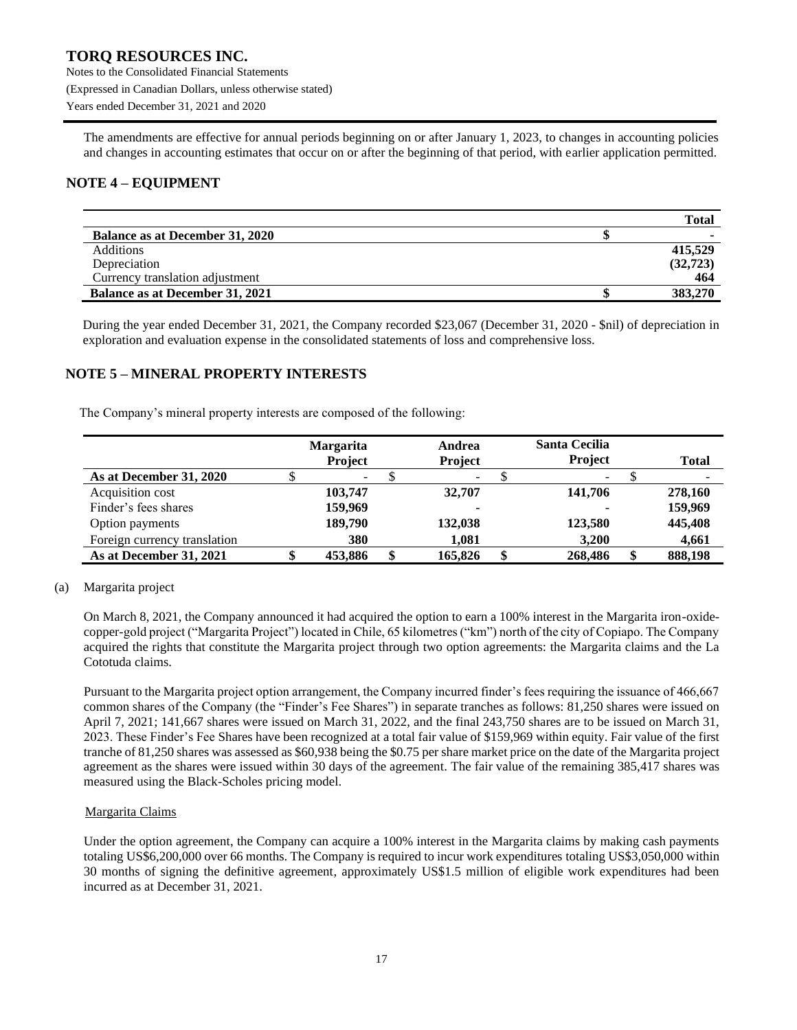The amendments are effective for annual periods beginning on or after January 1, 2023, to changes in accounting policies and changes in accounting estimates that occur on or after the beginning of that period, with earlier application permitted.

## NOTE 4 – EQUIPMENT

| | | Total |
|---|---|---|
| **Balance as at December 31, 2020** | $ | - |
| Additions | | 415,529 |
| Depreciation | | (32,723) |
| Currency translation adjustment | | 464 |
| **Balance as at December 31, 2021** | $ | 383,270 |

During the year ended December 31, 2021, the Company recorded $23,067 (December 31, 2020 - $nil) of depreciation in exploration and evaluation expense in the consolidated statements of loss and comprehensive loss.

## NOTE 5 – MINERAL PROPERTY INTERESTS

The Company's mineral property interests are composed of the following:

| | Margarita Project | Andrea Project | Santa Cecilia Project | Total |
|---|---|---|---|---|
| **As at December 31, 2020** | $ - | $ - | $ - | $ - |
| Acquisition cost | 103,747 | 32,707 | 141,706 | 278,160 |
| Finder's fees shares | 159,969 | - | - | 159,969 |
| Option payments | 189,790 | 132,038 | 123,580 | 445,408 |
| Foreign currency translation | 380 | 1,081 | 3,200 | 4,661 |
| **As at December 31, 2021** | $ 453,886 | $ 165,826 | $ 268,486 | $ 888,198 |

(a) Margarita project

On March 8, 2021, the Company announced it had acquired the option to earn a 100% interest in the Margarita iron-oxide-copper-gold project ("Margarita Project") located in Chile, 65 kilometres ("km") north of the city of Copiapo. The Company acquired the rights that constitute the Margarita project through two option agreements: the Margarita claims and the La Cototuda claims.

Pursuant to the Margarita project option arrangement, the Company incurred finder's fees requiring the issuance of 466,667 common shares of the Company (the "Finder's Fee Shares") in separate tranches as follows: 81,250 shares were issued on April 7, 2021; 141,667 shares were issued on March 31, 2022, and the final 243,750 shares are to be issued on March 31, 2023. These Finder's Fee Shares have been recognized at a total fair value of $159,969 within equity. Fair value of the first tranche of 81,250 shares was assessed as $60,938 being the $0.75 per share market price on the date of the Margarita project agreement as the shares were issued within 30 days of the agreement. The fair value of the remaining 385,417 shares was measured using the Black-Scholes pricing model.

Margarita Claims

Under the option agreement, the Company can acquire a 100% interest in the Margarita claims by making cash payments totaling US$6,200,000 over 66 months. The Company is required to incur work expenditures totaling US$3,050,000 within 30 months of signing the definitive agreement, approximately US$1.5 million of eligible work expenditures had been incurred as at December 31, 2021.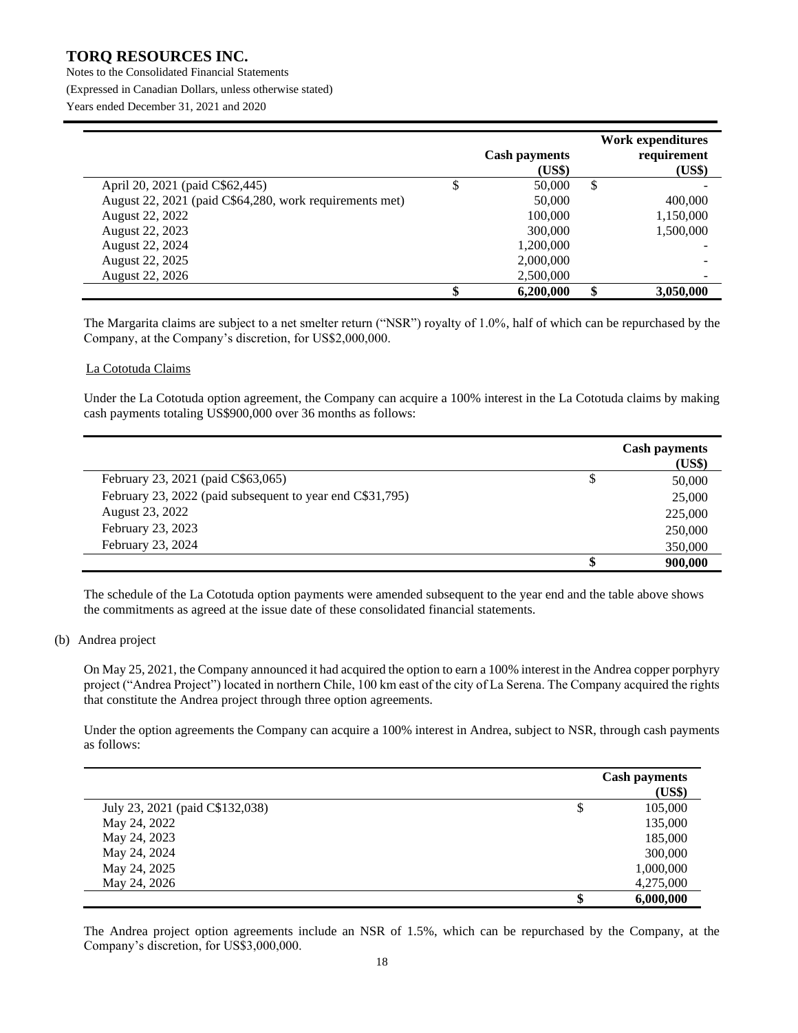| | Cash payments (US$) | Work expenditures requirement (US$) |
|---|---|---|
| April 20, 2021 (paid C$62,445) | $ 50,000 | $ - |
| August 22, 2021 (paid C$64,280, work requirements met) | 50,000 | 400,000 |
| August 22, 2022 | 100,000 | 1,150,000 |
| August 22, 2023 | 300,000 | 1,500,000 |
| August 22, 2024 | 1,200,000 | - |
| August 22, 2025 | 2,000,000 | - |
| August 22, 2026 | 2,500,000 | - |
| | **$ 6,200,000** | **$ 3,050,000** |

The Margarita claims are subject to a net smelter return ("NSR") royalty of 1.0%, half of which can be repurchased by the Company, at the Company's discretion, for US$2,000,000.

La Cototuda Claims

Under the La Cototuda option agreement, the Company can acquire a 100% interest in the La Cototuda claims by making cash payments totaling US$900,000 over 36 months as follows:

| | Cash payments (US$) |
|---|---|
| February 23, 2021 (paid C$63,065) | $ 50,000 |
| February 23, 2022 (paid subsequent to year end C$31,795) | 25,000 |
| August 23, 2022 | 225,000 |
| February 23, 2023 | 250,000 |
| February 23, 2024 | 350,000 |
| | **$ 900,000** |

The schedule of the La Cototuda option payments were amended subsequent to the year end and the table above shows the commitments as agreed at the issue date of these consolidated financial statements.

(b) Andrea project

On May 25, 2021, the Company announced it had acquired the option to earn a 100% interest in the Andrea copper porphyry project ("Andrea Project") located in northern Chile, 100 km east of the city of La Serena. The Company acquired the rights that constitute the Andrea project through three option agreements.

Under the option agreements the Company can acquire a 100% interest in Andrea, subject to NSR, through cash payments as follows:

| | Cash payments (US$) |
|---|---|
| July 23, 2021 (paid C$132,038) | $ 105,000 |
| May 24, 2022 | 135,000 |
| May 24, 2023 | 185,000 |
| May 24, 2024 | 300,000 |
| May 24, 2025 | 1,000,000 |
| May 24, 2026 | 4,275,000 |
| | **$ 6,000,000** |

The Andrea project option agreements include an NSR of 1.5%, which can be repurchased by the Company, at the Company's discretion, for US$3,000,000.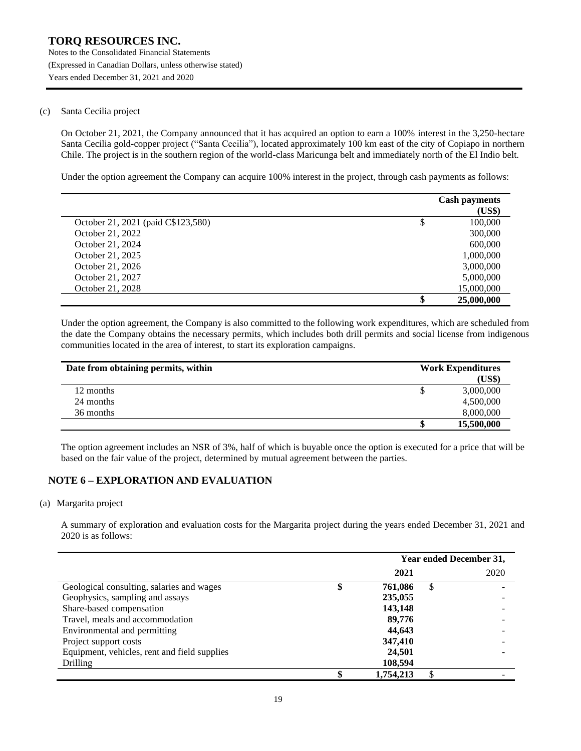(c) Santa Cecilia project

On October 21, 2021, the Company announced that it has acquired an option to earn a 100% interest in the 3,250-hectare Santa Cecilia gold-copper project ("Santa Cecilia"), located approximately 100 km east of the city of Copiapo in northern Chile. The project is in the southern region of the world-class Maricunga belt and immediately north of the El Indio belt.

Under the option agreement the Company can acquire 100% interest in the project, through cash payments as follows:

| | Cash payments (US$) |
|---|---|
| October 21, 2021 (paid C$123,580) | $ 100,000 |
| October 21, 2022 | 300,000 |
| October 21, 2024 | 600,000 |
| October 21, 2025 | 1,000,000 |
| October 21, 2026 | 3,000,000 |
| October 21, 2027 | 5,000,000 |
| October 21, 2028 | 15,000,000 |
| | **$ 25,000,000** |

Under the option agreement, the Company is also committed to the following work expenditures, which are scheduled from the date the Company obtains the necessary permits, which includes both drill permits and social license from indigenous communities located in the area of interest, to start its exploration campaigns.

| Date from obtaining permits, within | Work Expenditures (US$) |
|---|---|
| 12 months | $ 3,000,000 |
| 24 months | 4,500,000 |
| 36 months | 8,000,000 |
| | **$ 15,500,000** |

The option agreement includes an NSR of 3%, half of which is buyable once the option is executed for a price that will be based on the fair value of the project, determined by mutual agreement between the parties.

## NOTE 6 – EXPLORATION AND EVALUATION

(a) Margarita project

A summary of exploration and evaluation costs for the Margarita project during the years ended December 31, 2021 and 2020 is as follows:

| | Year ended December 31, | |
|---|---|---|
| | **2021** | 2020 |
| Geological consulting, salaries and wages | **$ 761,086** | $ - |
| Geophysics, sampling and assays | **235,055** | - |
| Share-based compensation | **143,148** | - |
| Travel, meals and accommodation | **89,776** | - |
| Environmental and permitting | **44,643** | - |
| Project support costs | **347,410** | - |
| Equipment, vehicles, rent and field supplies | **24,501** | - |
| Drilling | **108,594** | |
| | **$ 1,754,213** | $ - |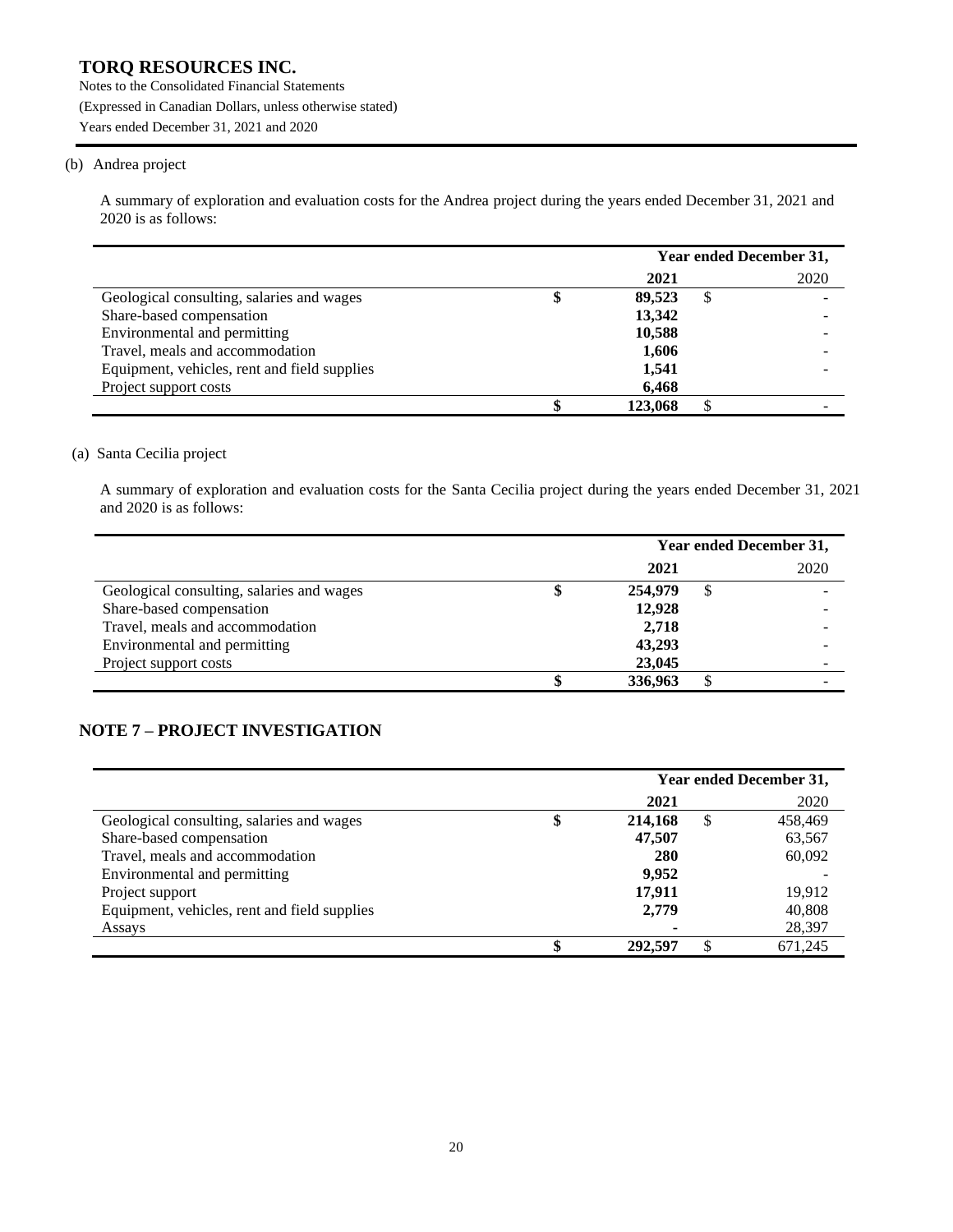(b) Andrea project

A summary of exploration and evaluation costs for the Andrea project during the years ended December 31, 2021 and 2020 is as follows:

| | Year ended December 31, | |
|---|---|---|
| | **2021** | 2020 |
| Geological consulting, salaries and wages | **$ 89,523** | $ - |
| Share-based compensation | **13,342** | - |
| Environmental and permitting | **10,588** | - |
| Travel, meals and accommodation | **1,606** | - |
| Equipment, vehicles, rent and field supplies | **1,541** | - |
| Project support costs | **6,468** | |
| | **$ 123,068** | $ - |

(a) Santa Cecilia project

A summary of exploration and evaluation costs for the Santa Cecilia project during the years ended December 31, 2021 and 2020 is as follows:

| | Year ended December 31, | |
|---|---|---|
| | **2021** | 2020 |
| Geological consulting, salaries and wages | **$ 254,979** | $ - |
| Share-based compensation | **12,928** | - |
| Travel, meals and accommodation | **2,718** | - |
| Environmental and permitting | **43,293** | - |
| Project support costs | **23,045** | - |
| | **$ 336,963** | $ - |

## NOTE 7 – PROJECT INVESTIGATION

| | Year ended December 31, | |
|---|---|---|
| | **2021** | 2020 |
| Geological consulting, salaries and wages | **$ 214,168** | $ 458,469 |
| Share-based compensation | **47,507** | 63,567 |
| Travel, meals and accommodation | **280** | 60,092 |
| Environmental and permitting | **9,952** | - |
| Project support | **17,911** | 19,912 |
| Equipment, vehicles, rent and field supplies | **2,779** | 40,808 |
| Assays | **-** | 28,397 |
| | **$ 292,597** | $ 671,245 |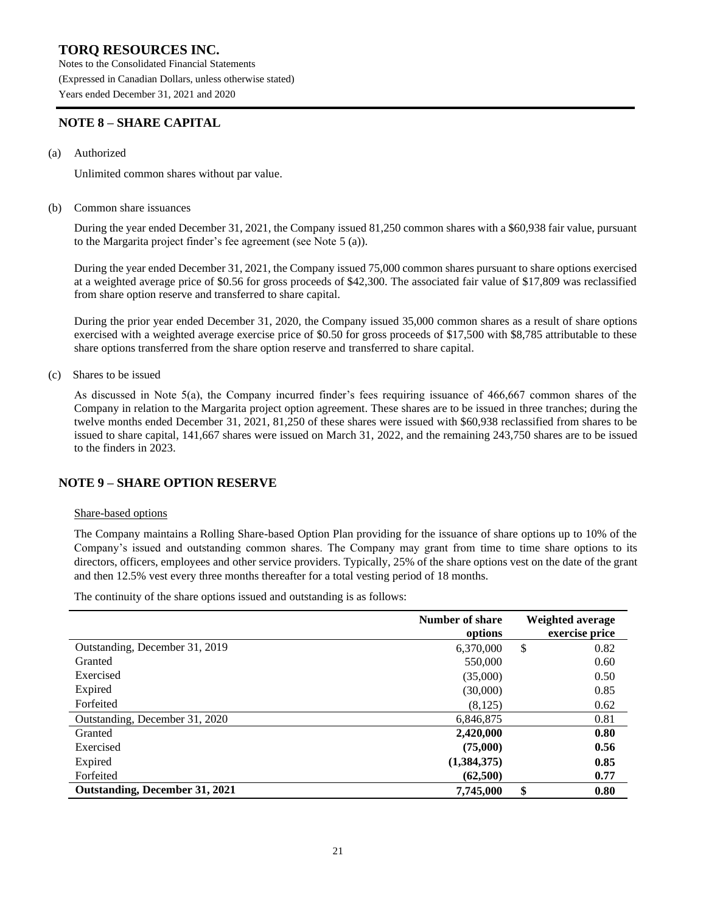# TORQ RESOURCES INC.

Notes to the Consolidated Financial Statements
(Expressed in Canadian Dollars, unless otherwise stated)
Years ended December 31, 2021 and 2020

## NOTE 8 – SHARE CAPITAL

(a) Authorized

Unlimited common shares without par value.

(b) Common share issuances

During the year ended December 31, 2021, the Company issued 81,250 common shares with a $60,938 fair value, pursuant to the Margarita project finder's fee agreement (see Note 5 (a)).

During the year ended December 31, 2021, the Company issued 75,000 common shares pursuant to share options exercised at a weighted average price of $0.56 for gross proceeds of $42,300. The associated fair value of $17,809 was reclassified from share option reserve and transferred to share capital.

During the prior year ended December 31, 2020, the Company issued 35,000 common shares as a result of share options exercised with a weighted average exercise price of $0.50 for gross proceeds of $17,500 with $8,785 attributable to these share options transferred from the share option reserve and transferred to share capital.

(c) Shares to be issued

As discussed in Note 5(a), the Company incurred finder's fees requiring issuance of 466,667 common shares of the Company in relation to the Margarita project option agreement. These shares are to be issued in three tranches; during the twelve months ended December 31, 2021, 81,250 of these shares were issued with $60,938 reclassified from shares to be issued to share capital, 141,667 shares were issued on March 31, 2022, and the remaining 243,750 shares are to be issued to the finders in 2023.

## NOTE 9 – SHARE OPTION RESERVE

Share-based options

The Company maintains a Rolling Share-based Option Plan providing for the issuance of share options up to 10% of the Company's issued and outstanding common shares. The Company may grant from time to time share options to its directors, officers, employees and other service providers. Typically, 25% of the share options vest on the date of the grant and then 12.5% vest every three months thereafter for a total vesting period of 18 months.

The continuity of the share options issued and outstanding is as follows:

| | Number of share options | Weighted average exercise price |
|---|---|---|
| Outstanding, December 31, 2019 | 6,370,000 | $ 0.82 |
| Granted | 550,000 | 0.60 |
| Exercised | (35,000) | 0.50 |
| Expired | (30,000) | 0.85 |
| Forfeited | (8,125) | 0.62 |
| Outstanding, December 31, 2020 | 6,846,875 | 0.81 |
| Granted | **2,420,000** | **0.80** |
| Exercised | **(75,000)** | **0.56** |
| Expired | **(1,384,375)** | **0.85** |
| Forfeited | **(62,500)** | **0.77** |
| **Outstanding, December 31, 2021** | **7,745,000** | **$ 0.80** |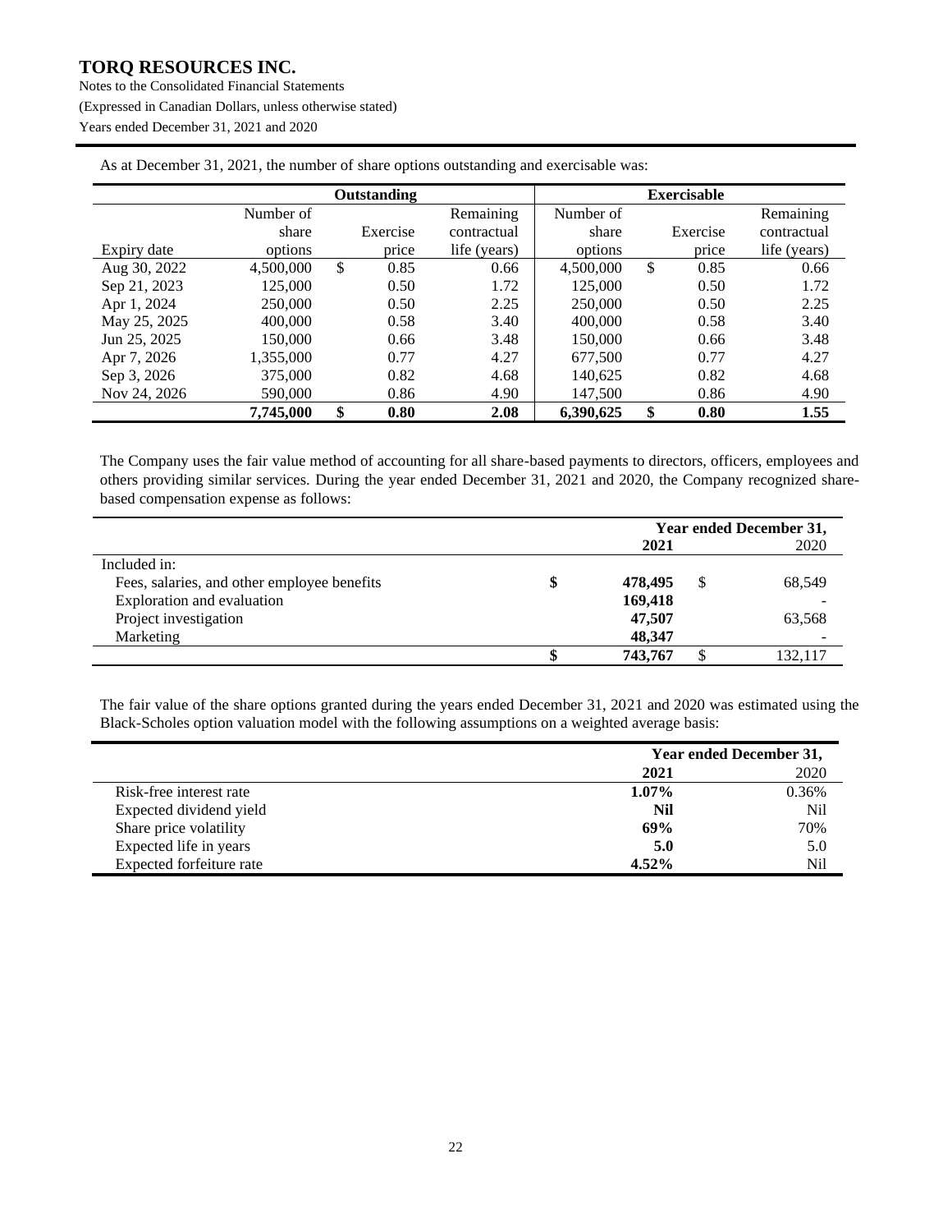As at December 31, 2021, the number of share options outstanding and exercisable was:

| | Outstanding | | | Exercisable | | |
|---|---|---|---|---|---|---|
| Expiry date | Number of share options | Exercise price | Remaining contractual life (years) | Number of share options | Exercise price | Remaining contractual life (years) |
| Aug 30, 2022 | 4,500,000 | $ 0.85 | 0.66 | 4,500,000 | $ 0.85 | 0.66 |
| Sep 21, 2023 | 125,000 | 0.50 | 1.72 | 125,000 | 0.50 | 1.72 |
| Apr 1, 2024 | 250,000 | 0.50 | 2.25 | 250,000 | 0.50 | 2.25 |
| May 25, 2025 | 400,000 | 0.58 | 3.40 | 400,000 | 0.58 | 3.40 |
| Jun 25, 2025 | 150,000 | 0.66 | 3.48 | 150,000 | 0.66 | 3.48 |
| Apr 7, 2026 | 1,355,000 | 0.77 | 4.27 | 677,500 | 0.77 | 4.27 |
| Sep 3, 2026 | 375,000 | 0.82 | 4.68 | 140,625 | 0.82 | 4.68 |
| Nov 24, 2026 | 590,000 | 0.86 | 4.90 | 147,500 | 0.86 | 4.90 |
| | **7,745,000** | **$ 0.80** | **2.08** | **6,390,625** | **$ 0.80** | **1.55** |

The Company uses the fair value method of accounting for all share-based payments to directors, officers, employees and others providing similar services. During the year ended December 31, 2021 and 2020, the Company recognized share-based compensation expense as follows:

| | Year ended December 31, | |
|---|---|---|
| | **2021** | 2020 |
| Included in: | | |
| Fees, salaries, and other employee benefits | **$ 478,495** | $ 68,549 |
| Exploration and evaluation | **169,418** | - |
| Project investigation | **47,507** | 63,568 |
| Marketing | **48,347** | - |
| | **$ 743,767** | $ 132,117 |

The fair value of the share options granted during the years ended December 31, 2021 and 2020 was estimated using the Black-Scholes option valuation model with the following assumptions on a weighted average basis:

| | Year ended December 31, | |
|---|---|---|
| | **2021** | 2020 |
| Risk-free interest rate | **1.07%** | 0.36% |
| Expected dividend yield | **Nil** | Nil |
| Share price volatility | **69%** | 70% |
| Expected life in years | **5.0** | 5.0 |
| Expected forfeiture rate | **4.52%** | Nil |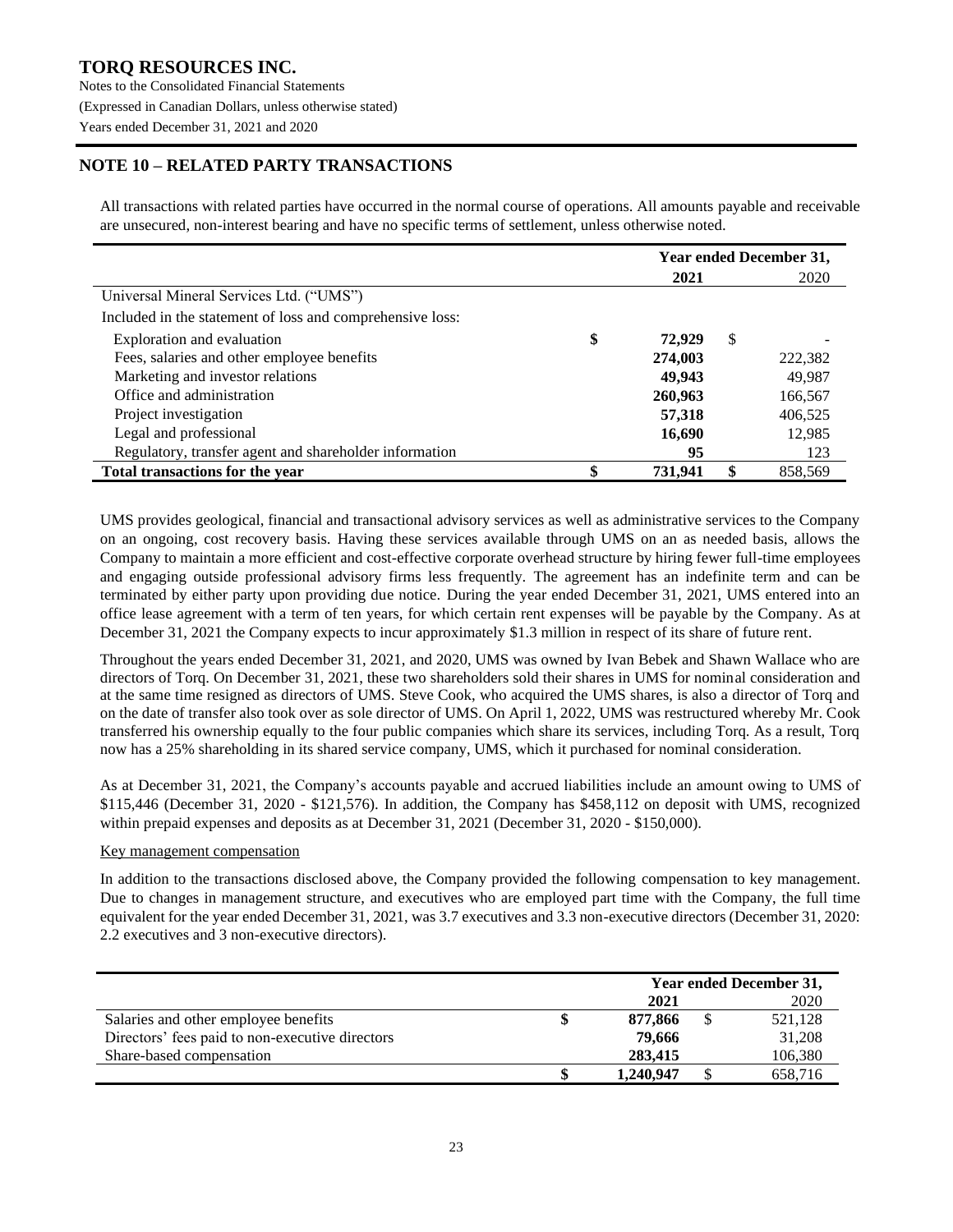# NOTE 10 – RELATED PARTY TRANSACTIONS

All transactions with related parties have occurred in the normal course of operations. All amounts payable and receivable are unsecured, non-interest bearing and have no specific terms of settlement, unless otherwise noted.

| | Year ended December 31, | |
|---|---|---|
| | **2021** | 2020 |
| Universal Mineral Services Ltd. ("UMS") | | |
| Included in the statement of loss and comprehensive loss: | | |
| Exploration and evaluation | **$ 72,929** | $ - |
| Fees, salaries and other employee benefits | **274,003** | 222,382 |
| Marketing and investor relations | **49,943** | 49,987 |
| Office and administration | **260,963** | 166,567 |
| Project investigation | **57,318** | 406,525 |
| Legal and professional | **16,690** | 12,985 |
| Regulatory, transfer agent and shareholder information | **95** | 123 |
| **Total transactions for the year** | **$ 731,941** | **$** 858,569 |

UMS provides geological, financial and transactional advisory services as well as administrative services to the Company on an ongoing, cost recovery basis. Having these services available through UMS on an as needed basis, allows the Company to maintain a more efficient and cost-effective corporate overhead structure by hiring fewer full-time employees and engaging outside professional advisory firms less frequently. The agreement has an indefinite term and can be terminated by either party upon providing due notice. During the year ended December 31, 2021, UMS entered into an office lease agreement with a term of ten years, for which certain rent expenses will be payable by the Company. As at December 31, 2021 the Company expects to incur approximately $1.3 million in respect of its share of future rent.

Throughout the years ended December 31, 2021, and 2020, UMS was owned by Ivan Bebek and Shawn Wallace who are directors of Torq. On December 31, 2021, these two shareholders sold their shares in UMS for nominal consideration and at the same time resigned as directors of UMS. Steve Cook, who acquired the UMS shares, is also a director of Torq and on the date of transfer also took over as sole director of UMS. On April 1, 2022, UMS was restructured whereby Mr. Cook transferred his ownership equally to the four public companies which share its services, including Torq. As a result, Torq now has a 25% shareholding in its shared service company, UMS, which it purchased for nominal consideration.

As at December 31, 2021, the Company's accounts payable and accrued liabilities include an amount owing to UMS of $115,446 (December 31, 2020 - $121,576). In addition, the Company has $458,112 on deposit with UMS, recognized within prepaid expenses and deposits as at December 31, 2021 (December 31, 2020 - $150,000).

Key management compensation

In addition to the transactions disclosed above, the Company provided the following compensation to key management. Due to changes in management structure, and executives who are employed part time with the Company, the full time equivalent for the year ended December 31, 2021, was 3.7 executives and 3.3 non-executive directors (December 31, 2020: 2.2 executives and 3 non-executive directors).

| | Year ended December 31, | |
|---|---|---|
| | **2021** | 2020 |
| Salaries and other employee benefits | **$ 877,866** | $ 521,128 |
| Directors' fees paid to non-executive directors | **79,666** | 31,208 |
| Share-based compensation | **283,415** | 106,380 |
| | **$ 1,240,947** | $ 658,716 |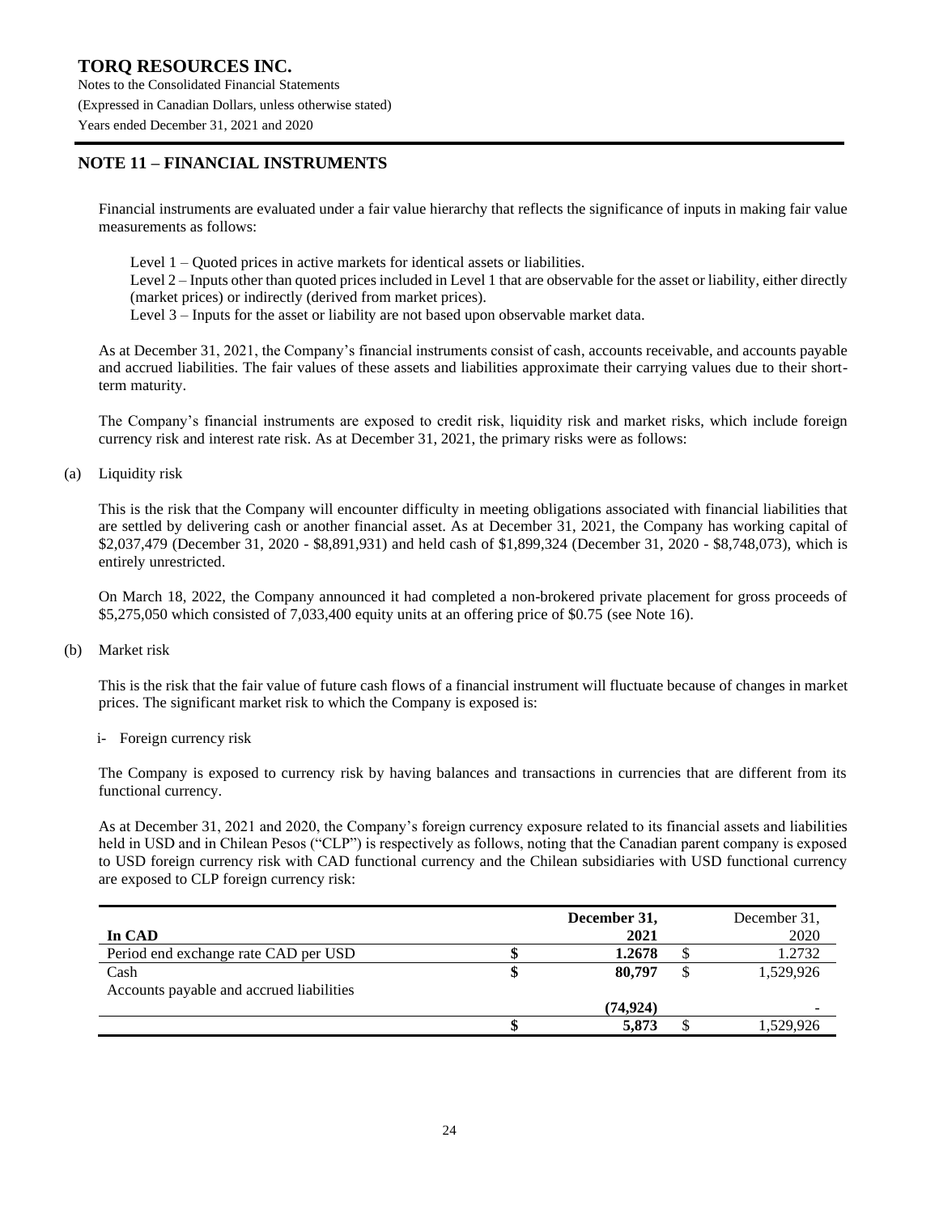## NOTE 11 – FINANCIAL INSTRUMENTS

Financial instruments are evaluated under a fair value hierarchy that reflects the significance of inputs in making fair value measurements as follows:

Level 1 – Quoted prices in active markets for identical assets or liabilities.
Level 2 – Inputs other than quoted prices included in Level 1 that are observable for the asset or liability, either directly (market prices) or indirectly (derived from market prices).
Level 3 – Inputs for the asset or liability are not based upon observable market data.

As at December 31, 2021, the Company's financial instruments consist of cash, accounts receivable, and accounts payable and accrued liabilities. The fair values of these assets and liabilities approximate their carrying values due to their short-term maturity.

The Company's financial instruments are exposed to credit risk, liquidity risk and market risks, which include foreign currency risk and interest rate risk. As at December 31, 2021, the primary risks were as follows:

(a) Liquidity risk

This is the risk that the Company will encounter difficulty in meeting obligations associated with financial liabilities that are settled by delivering cash or another financial asset. As at December 31, 2021, the Company has working capital of $2,037,479 (December 31, 2020 - $8,891,931) and held cash of $1,899,324 (December 31, 2020 - $8,748,073), which is entirely unrestricted.

On March 18, 2022, the Company announced it had completed a non-brokered private placement for gross proceeds of $5,275,050 which consisted of 7,033,400 equity units at an offering price of $0.75 (see Note 16).

(b) Market risk

This is the risk that the fair value of future cash flows of a financial instrument will fluctuate because of changes in market prices. The significant market risk to which the Company is exposed is:

i- Foreign currency risk

The Company is exposed to currency risk by having balances and transactions in currencies that are different from its functional currency.

As at December 31, 2021 and 2020, the Company's foreign currency exposure related to its financial assets and liabilities held in USD and in Chilean Pesos ("CLP") is respectively as follows, noting that the Canadian parent company is exposed to USD foreign currency risk with CAD functional currency and the Chilean subsidiaries with USD functional currency are exposed to CLP foreign currency risk:

| In CAD | | December 31, 2021 | | December 31, 2020 |
|---|---|---|---|---|
| Period end exchange rate CAD per USD | **$** | **1.2678** | $ | 1.2732 |
| Cash | **$** | **80,797** | $ | 1,529,926 |
| Accounts payable and accrued liabilities | | **(74,924)** | | - |
| | **$** | **5,873** | $ | 1,529,926 |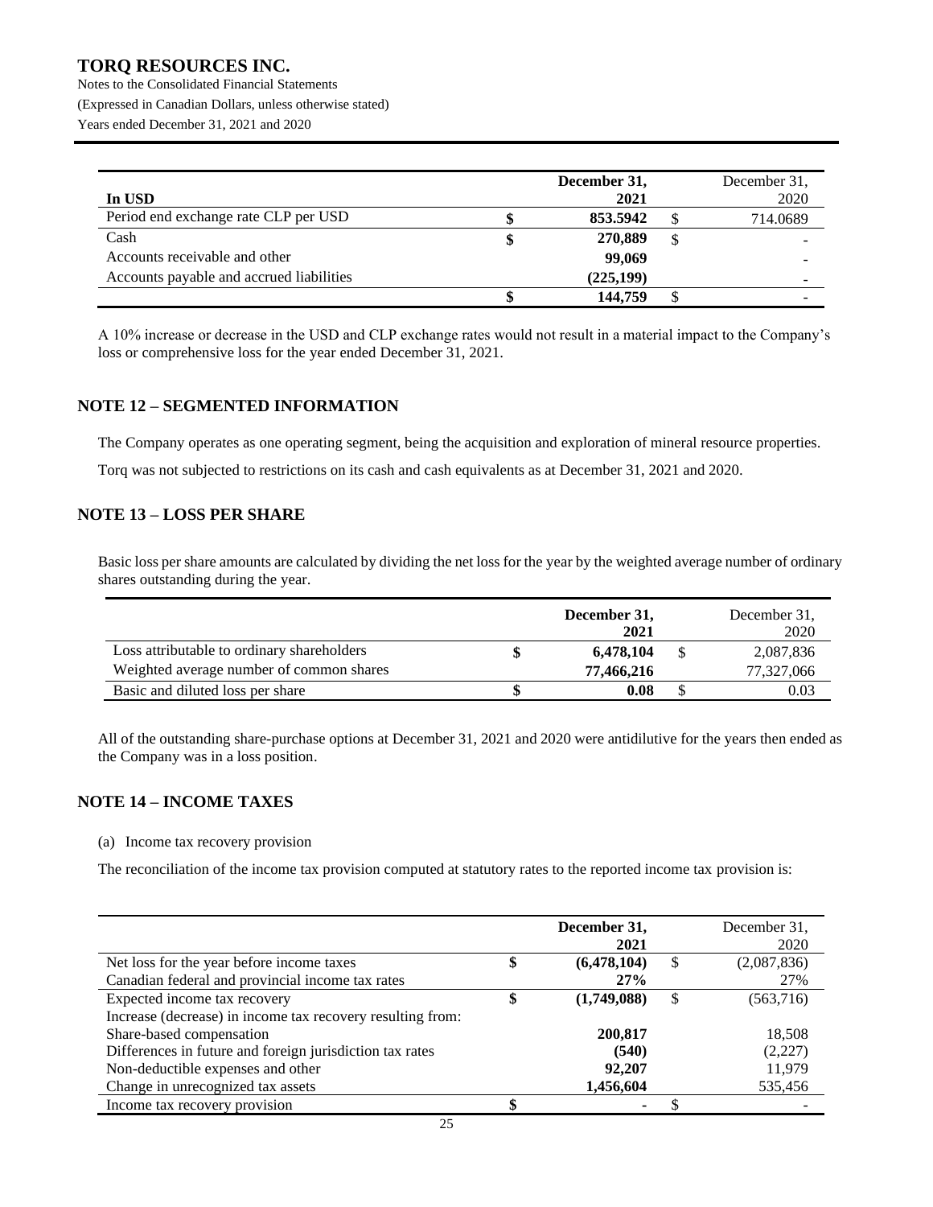| In USD | December 31, 2021 | December 31, 2020 |
|---|---|---|
| Period end exchange rate CLP per USD | $ 853.5942 | $ 714.0689 |
| Cash | $ 270,889 | $ - |
| Accounts receivable and other | 99,069 | - |
| Accounts payable and accrued liabilities | (225,199) | - |
| | $ 144,759 | $ - |

A 10% increase or decrease in the USD and CLP exchange rates would not result in a material impact to the Company's loss or comprehensive loss for the year ended December 31, 2021.

## NOTE 12 – SEGMENTED INFORMATION

The Company operates as one operating segment, being the acquisition and exploration of mineral resource properties.

Torq was not subjected to restrictions on its cash and cash equivalents as at December 31, 2021 and 2020.

## NOTE 13 – LOSS PER SHARE

Basic loss per share amounts are calculated by dividing the net loss for the year by the weighted average number of ordinary shares outstanding during the year.

| | December 31, 2021 | December 31, 2020 |
|---|---|---|
| Loss attributable to ordinary shareholders | $ 6,478,104 | $ 2,087,836 |
| Weighted average number of common shares | 77,466,216 | 77,327,066 |
| Basic and diluted loss per share | $ 0.08 | $ 0.03 |

All of the outstanding share-purchase options at December 31, 2021 and 2020 were antidilutive for the years then ended as the Company was in a loss position.

## NOTE 14 – INCOME TAXES

(a) Income tax recovery provision

The reconciliation of the income tax provision computed at statutory rates to the reported income tax provision is:

| | December 31, 2021 | December 31, 2020 |
|---|---|---|
| Net loss for the year before income taxes | $ (6,478,104) | $ (2,087,836) |
| Canadian federal and provincial income tax rates | 27% | 27% |
| Expected income tax recovery | $ (1,749,088) | $ (563,716) |
| Increase (decrease) in income tax recovery resulting from: | | |
| Share-based compensation | 200,817 | 18,508 |
| Differences in future and foreign jurisdiction tax rates | (540) | (2,227) |
| Non-deductible expenses and other | 92,207 | 11,979 |
| Change in unrecognized tax assets | 1,456,604 | 535,456 |
| Income tax recovery provision | $ - | $ - |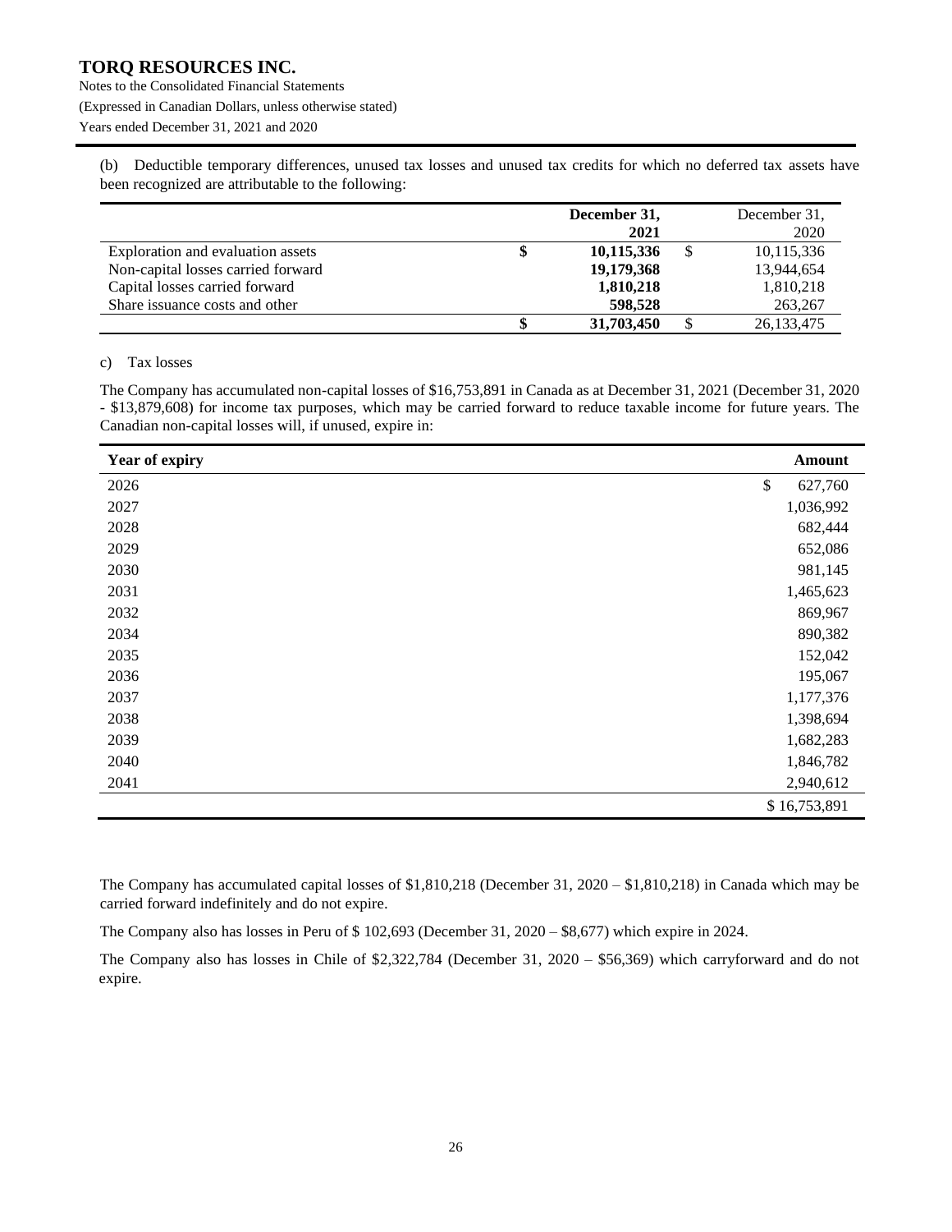(b) Deductible temporary differences, unused tax losses and unused tax credits for which no deferred tax assets have been recognized are attributable to the following:

| | December 31, 2021 | December 31, 2020 |
|---|---|---|
| Exploration and evaluation assets | **$ 10,115,336** | $ 10,115,336 |
| Non-capital losses carried forward | **19,179,368** | 13,944,654 |
| Capital losses carried forward | **1,810,218** | 1,810,218 |
| Share issuance costs and other | **598,528** | 263,267 |
| | **$ 31,703,450** | $ 26,133,475 |

c) Tax losses

The Company has accumulated non-capital losses of $16,753,891 in Canada as at December 31, 2021 (December 31, 2020 - $13,879,608) for income tax purposes, which may be carried forward to reduce taxable income for future years. The Canadian non-capital losses will, if unused, expire in:

| Year of expiry | Amount |
|---|---|
| 2026 | $ 627,760 |
| 2027 | 1,036,992 |
| 2028 | 682,444 |
| 2029 | 652,086 |
| 2030 | 981,145 |
| 2031 | 1,465,623 |
| 2032 | 869,967 |
| 2034 | 890,382 |
| 2035 | 152,042 |
| 2036 | 195,067 |
| 2037 | 1,177,376 |
| 2038 | 1,398,694 |
| 2039 | 1,682,283 |
| 2040 | 1,846,782 |
| 2041 | 2,940,612 |
| | $ 16,753,891 |

The Company has accumulated capital losses of $1,810,218 (December 31, 2020 – $1,810,218) in Canada which may be carried forward indefinitely and do not expire.

The Company also has losses in Peru of $ 102,693 (December 31, 2020 – $8,677) which expire in 2024.

The Company also has losses in Chile of $2,322,784 (December 31, 2020 – $56,369) which carryforward and do not expire.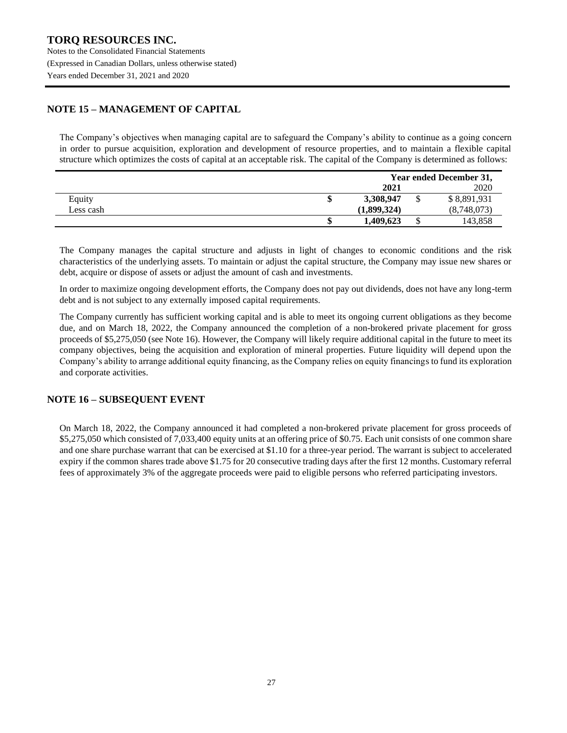## NOTE 15 – MANAGEMENT OF CAPITAL

The Company's objectives when managing capital are to safeguard the Company's ability to continue as a going concern in order to pursue acquisition, exploration and development of resource properties, and to maintain a flexible capital structure which optimizes the costs of capital at an acceptable risk. The capital of the Company is determined as follows:

| | Year ended December 31, 2021 | 2020 |
|---|---|---|
| Equity | **$ 3,308,947** | $ 8,891,931 |
| Less cash | **(1,899,324)** | (8,748,073) |
| | **$ 1,409,623** | $ 143,858 |

The Company manages the capital structure and adjusts in light of changes to economic conditions and the risk characteristics of the underlying assets. To maintain or adjust the capital structure, the Company may issue new shares or debt, acquire or dispose of assets or adjust the amount of cash and investments.

In order to maximize ongoing development efforts, the Company does not pay out dividends, does not have any long-term debt and is not subject to any externally imposed capital requirements.

The Company currently has sufficient working capital and is able to meet its ongoing current obligations as they become due, and on March 18, 2022, the Company announced the completion of a non-brokered private placement for gross proceeds of $5,275,050 (see Note 16). However, the Company will likely require additional capital in the future to meet its company objectives, being the acquisition and exploration of mineral properties. Future liquidity will depend upon the Company's ability to arrange additional equity financing, as the Company relies on equity financings to fund its exploration and corporate activities.

## NOTE 16 – SUBSEQUENT EVENT

On March 18, 2022, the Company announced it had completed a non-brokered private placement for gross proceeds of $5,275,050 which consisted of 7,033,400 equity units at an offering price of $0.75. Each unit consists of one common share and one share purchase warrant that can be exercised at $1.10 for a three-year period. The warrant is subject to accelerated expiry if the common shares trade above $1.75 for 20 consecutive trading days after the first 12 months. Customary referral fees of approximately 3% of the aggregate proceeds were paid to eligible persons who referred participating investors.